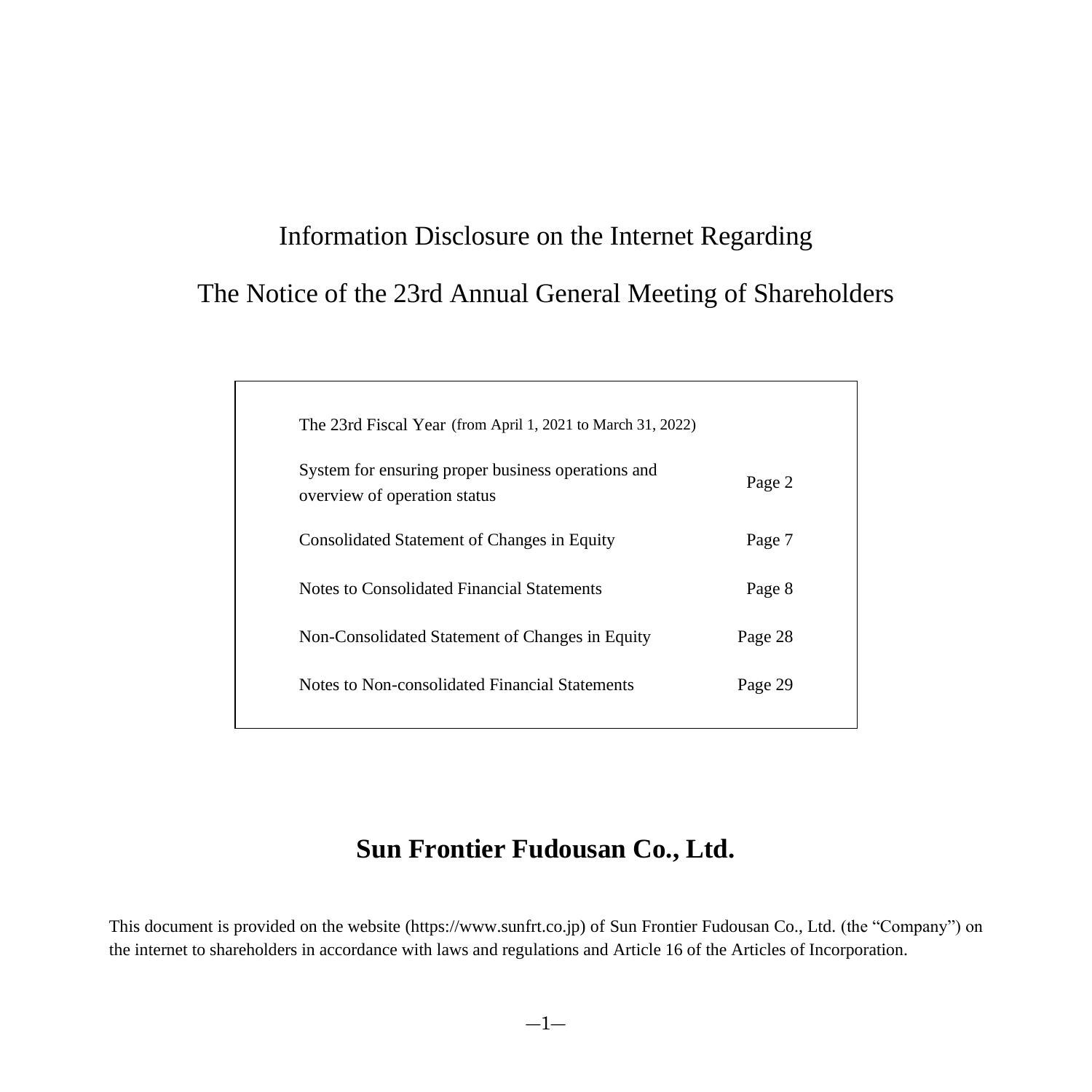# Information Disclosure on the Internet Regarding

# The Notice of the 23rd Annual General Meeting of Shareholders

The 23rd Fiscal Year (from April 1, 2021 to March 31, 2022)

| | |
|---|---|
| System for ensuring proper business operations and overview of operation status | Page 2 |
| Consolidated Statement of Changes in Equity | Page 7 |
| Notes to Consolidated Financial Statements | Page 8 |
| Non-Consolidated Statement of Changes in Equity | Page 28 |
| Notes to Non-consolidated Financial Statements | Page 29 |

## Sun Frontier Fudousan Co., Ltd.

This document is provided on the website (https://www.sunfrt.co.jp) of Sun Frontier Fudousan Co., Ltd. (the "Company") on the internet to shareholders in accordance with laws and regulations and Article 16 of the Articles of Incorporation.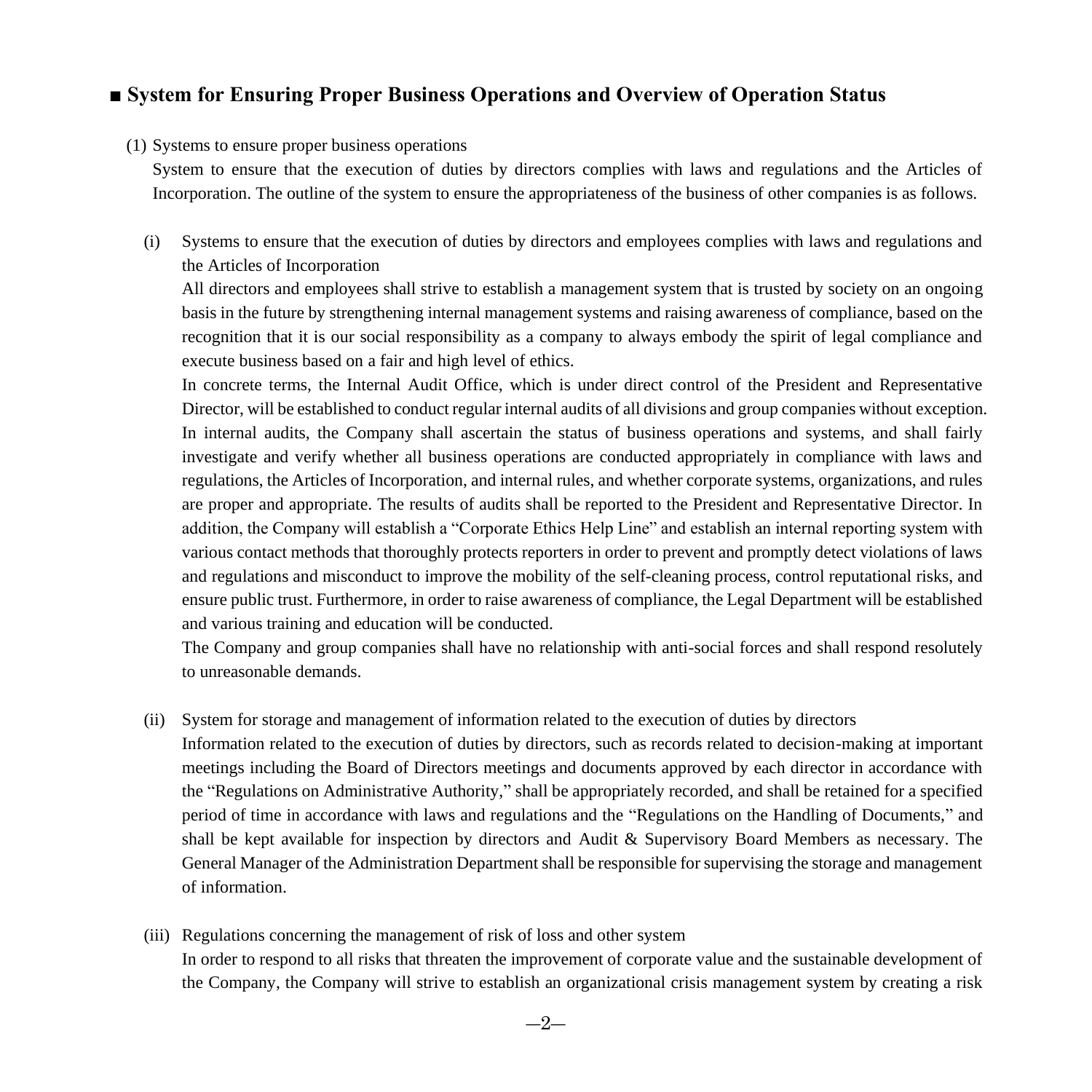## ■ System for Ensuring Proper Business Operations and Overview of Operation Status

(1) Systems to ensure proper business operations

System to ensure that the execution of duties by directors complies with laws and regulations and the Articles of Incorporation. The outline of the system to ensure the appropriateness of the business of other companies is as follows.

(i) Systems to ensure that the execution of duties by directors and employees complies with laws and regulations and the Articles of Incorporation

All directors and employees shall strive to establish a management system that is trusted by society on an ongoing basis in the future by strengthening internal management systems and raising awareness of compliance, based on the recognition that it is our social responsibility as a company to always embody the spirit of legal compliance and execute business based on a fair and high level of ethics.

In concrete terms, the Internal Audit Office, which is under direct control of the President and Representative Director, will be established to conduct regular internal audits of all divisions and group companies without exception. In internal audits, the Company shall ascertain the status of business operations and systems, and shall fairly investigate and verify whether all business operations are conducted appropriately in compliance with laws and regulations, the Articles of Incorporation, and internal rules, and whether corporate systems, organizations, and rules are proper and appropriate. The results of audits shall be reported to the President and Representative Director. In addition, the Company will establish a "Corporate Ethics Help Line" and establish an internal reporting system with various contact methods that thoroughly protects reporters in order to prevent and promptly detect violations of laws and regulations and misconduct to improve the mobility of the self-cleaning process, control reputational risks, and ensure public trust. Furthermore, in order to raise awareness of compliance, the Legal Department will be established and various training and education will be conducted.

The Company and group companies shall have no relationship with anti-social forces and shall respond resolutely to unreasonable demands.

(ii) System for storage and management of information related to the execution of duties by directors

Information related to the execution of duties by directors, such as records related to decision-making at important meetings including the Board of Directors meetings and documents approved by each director in accordance with the "Regulations on Administrative Authority," shall be appropriately recorded, and shall be retained for a specified period of time in accordance with laws and regulations and the "Regulations on the Handling of Documents," and shall be kept available for inspection by directors and Audit & Supervisory Board Members as necessary. The General Manager of the Administration Department shall be responsible for supervising the storage and management of information.

(iii) Regulations concerning the management of risk of loss and other system

In order to respond to all risks that threaten the improvement of corporate value and the sustainable development of the Company, the Company will strive to establish an organizational crisis management system by creating a risk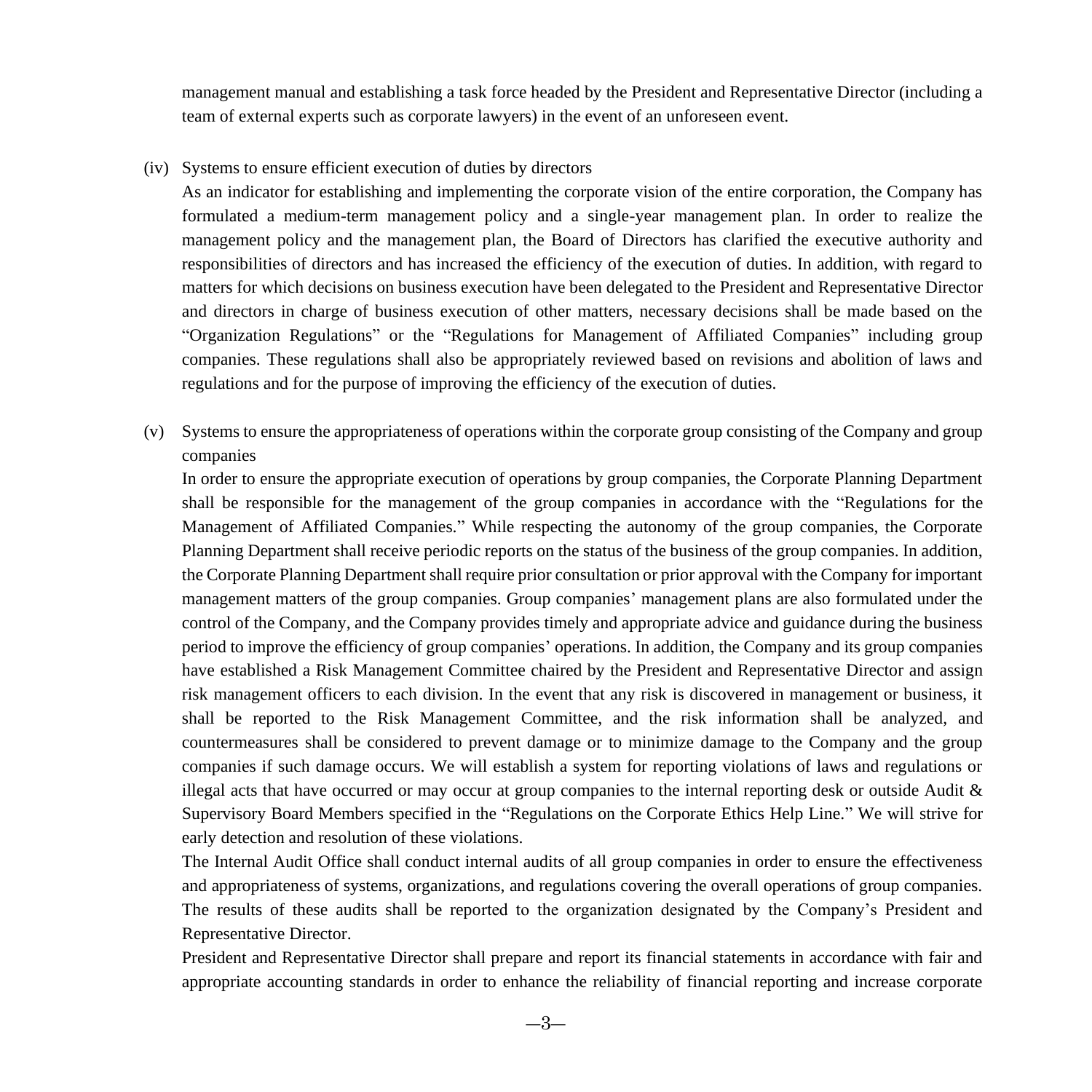management manual and establishing a task force headed by the President and Representative Director (including a team of external experts such as corporate lawyers) in the event of an unforeseen event.

(iv) Systems to ensure efficient execution of duties by directors

As an indicator for establishing and implementing the corporate vision of the entire corporation, the Company has formulated a medium-term management policy and a single-year management plan. In order to realize the management policy and the management plan, the Board of Directors has clarified the executive authority and responsibilities of directors and has increased the efficiency of the execution of duties. In addition, with regard to matters for which decisions on business execution have been delegated to the President and Representative Director and directors in charge of business execution of other matters, necessary decisions shall be made based on the "Organization Regulations" or the "Regulations for Management of Affiliated Companies" including group companies. These regulations shall also be appropriately reviewed based on revisions and abolition of laws and regulations and for the purpose of improving the efficiency of the execution of duties.

(v) Systems to ensure the appropriateness of operations within the corporate group consisting of the Company and group companies

In order to ensure the appropriate execution of operations by group companies, the Corporate Planning Department shall be responsible for the management of the group companies in accordance with the "Regulations for the Management of Affiliated Companies." While respecting the autonomy of the group companies, the Corporate Planning Department shall receive periodic reports on the status of the business of the group companies. In addition, the Corporate Planning Department shall require prior consultation or prior approval with the Company for important management matters of the group companies. Group companies' management plans are also formulated under the control of the Company, and the Company provides timely and appropriate advice and guidance during the business period to improve the efficiency of group companies' operations. In addition, the Company and its group companies have established a Risk Management Committee chaired by the President and Representative Director and assign risk management officers to each division. In the event that any risk is discovered in management or business, it shall be reported to the Risk Management Committee, and the risk information shall be analyzed, and countermeasures shall be considered to prevent damage or to minimize damage to the Company and the group companies if such damage occurs. We will establish a system for reporting violations of laws and regulations or illegal acts that have occurred or may occur at group companies to the internal reporting desk or outside Audit & Supervisory Board Members specified in the "Regulations on the Corporate Ethics Help Line." We will strive for early detection and resolution of these violations.

The Internal Audit Office shall conduct internal audits of all group companies in order to ensure the effectiveness and appropriateness of systems, organizations, and regulations covering the overall operations of group companies. The results of these audits shall be reported to the organization designated by the Company's President and Representative Director.

President and Representative Director shall prepare and report its financial statements in accordance with fair and appropriate accounting standards in order to enhance the reliability of financial reporting and increase corporate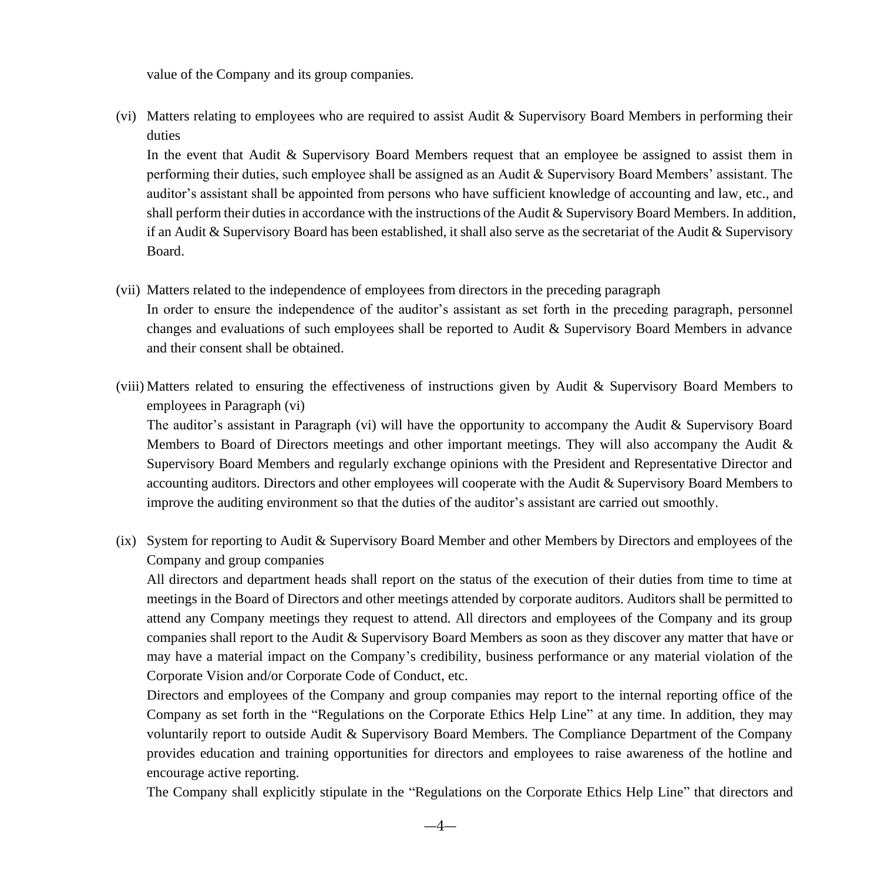value of the Company and its group companies.

(vi) Matters relating to employees who are required to assist Audit & Supervisory Board Members in performing their duties

In the event that Audit & Supervisory Board Members request that an employee be assigned to assist them in performing their duties, such employee shall be assigned as an Audit & Supervisory Board Members' assistant. The auditor's assistant shall be appointed from persons who have sufficient knowledge of accounting and law, etc., and shall perform their duties in accordance with the instructions of the Audit & Supervisory Board Members. In addition, if an Audit & Supervisory Board has been established, it shall also serve as the secretariat of the Audit & Supervisory Board.

(vii) Matters related to the independence of employees from directors in the preceding paragraph

In order to ensure the independence of the auditor's assistant as set forth in the preceding paragraph, personnel changes and evaluations of such employees shall be reported to Audit & Supervisory Board Members in advance and their consent shall be obtained.

(viii) Matters related to ensuring the effectiveness of instructions given by Audit & Supervisory Board Members to employees in Paragraph (vi)

The auditor's assistant in Paragraph (vi) will have the opportunity to accompany the Audit & Supervisory Board Members to Board of Directors meetings and other important meetings. They will also accompany the Audit & Supervisory Board Members and regularly exchange opinions with the President and Representative Director and accounting auditors. Directors and other employees will cooperate with the Audit & Supervisory Board Members to improve the auditing environment so that the duties of the auditor's assistant are carried out smoothly.

(ix) System for reporting to Audit & Supervisory Board Member and other Members by Directors and employees of the Company and group companies

All directors and department heads shall report on the status of the execution of their duties from time to time at meetings in the Board of Directors and other meetings attended by corporate auditors. Auditors shall be permitted to attend any Company meetings they request to attend. All directors and employees of the Company and its group companies shall report to the Audit & Supervisory Board Members as soon as they discover any matter that have or may have a material impact on the Company's credibility, business performance or any material violation of the Corporate Vision and/or Corporate Code of Conduct, etc.

Directors and employees of the Company and group companies may report to the internal reporting office of the Company as set forth in the "Regulations on the Corporate Ethics Help Line" at any time. In addition, they may voluntarily report to outside Audit & Supervisory Board Members. The Compliance Department of the Company provides education and training opportunities for directors and employees to raise awareness of the hotline and encourage active reporting.

The Company shall explicitly stipulate in the "Regulations on the Corporate Ethics Help Line" that directors and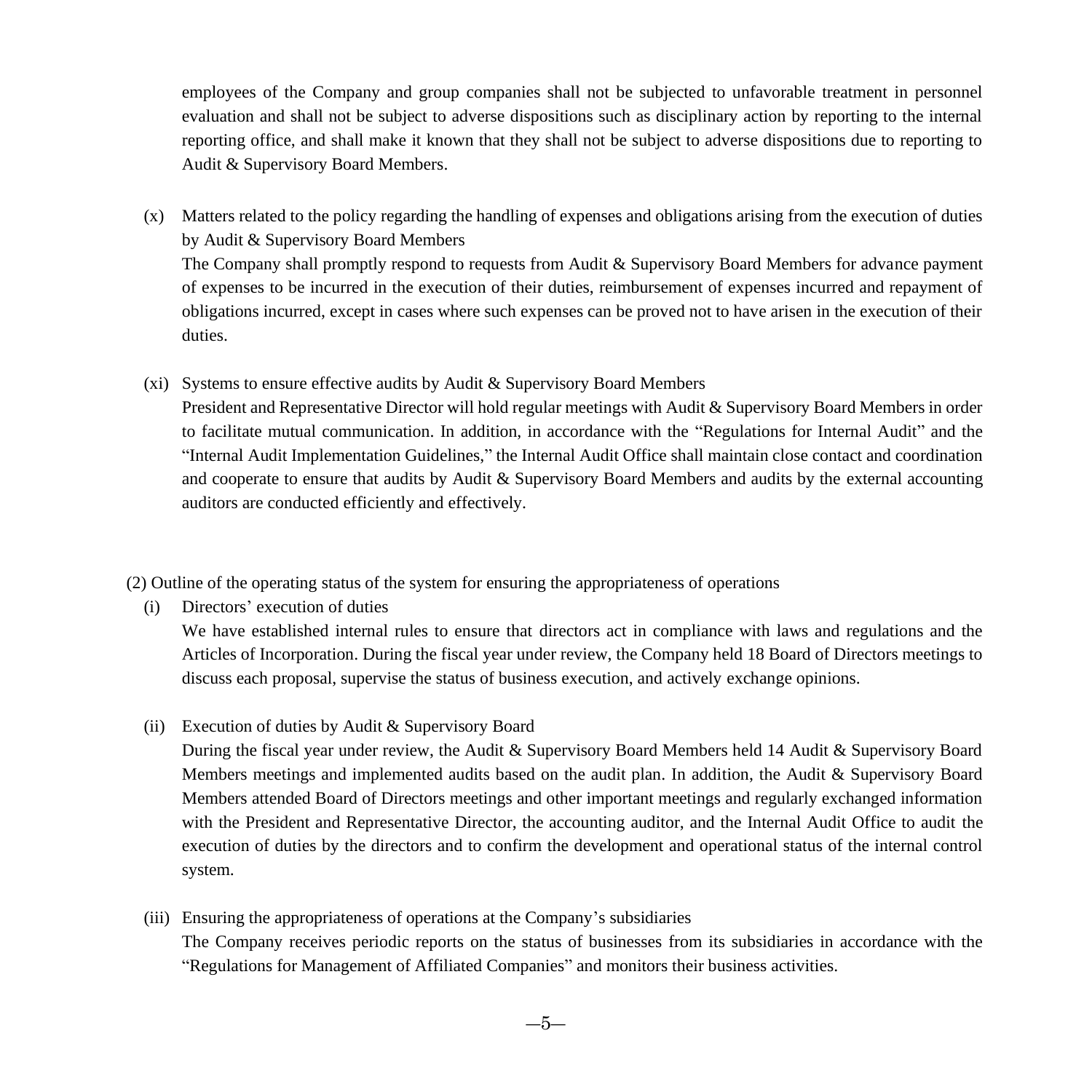employees of the Company and group companies shall not be subjected to unfavorable treatment in personnel evaluation and shall not be subject to adverse dispositions such as disciplinary action by reporting to the internal reporting office, and shall make it known that they shall not be subject to adverse dispositions due to reporting to Audit & Supervisory Board Members.

(x) Matters related to the policy regarding the handling of expenses and obligations arising from the execution of duties by Audit & Supervisory Board Members

The Company shall promptly respond to requests from Audit & Supervisory Board Members for advance payment of expenses to be incurred in the execution of their duties, reimbursement of expenses incurred and repayment of obligations incurred, except in cases where such expenses can be proved not to have arisen in the execution of their duties.

(xi) Systems to ensure effective audits by Audit & Supervisory Board Members

President and Representative Director will hold regular meetings with Audit & Supervisory Board Members in order to facilitate mutual communication. In addition, in accordance with the "Regulations for Internal Audit" and the "Internal Audit Implementation Guidelines," the Internal Audit Office shall maintain close contact and coordination and cooperate to ensure that audits by Audit & Supervisory Board Members and audits by the external accounting auditors are conducted efficiently and effectively.

(2) Outline of the operating status of the system for ensuring the appropriateness of operations

(i) Directors' execution of duties

We have established internal rules to ensure that directors act in compliance with laws and regulations and the Articles of Incorporation. During the fiscal year under review, the Company held 18 Board of Directors meetings to discuss each proposal, supervise the status of business execution, and actively exchange opinions.

(ii) Execution of duties by Audit & Supervisory Board

During the fiscal year under review, the Audit & Supervisory Board Members held 14 Audit & Supervisory Board Members meetings and implemented audits based on the audit plan. In addition, the Audit & Supervisory Board Members attended Board of Directors meetings and other important meetings and regularly exchanged information with the President and Representative Director, the accounting auditor, and the Internal Audit Office to audit the execution of duties by the directors and to confirm the development and operational status of the internal control system.

(iii) Ensuring the appropriateness of operations at the Company's subsidiaries

The Company receives periodic reports on the status of businesses from its subsidiaries in accordance with the "Regulations for Management of Affiliated Companies" and monitors their business activities.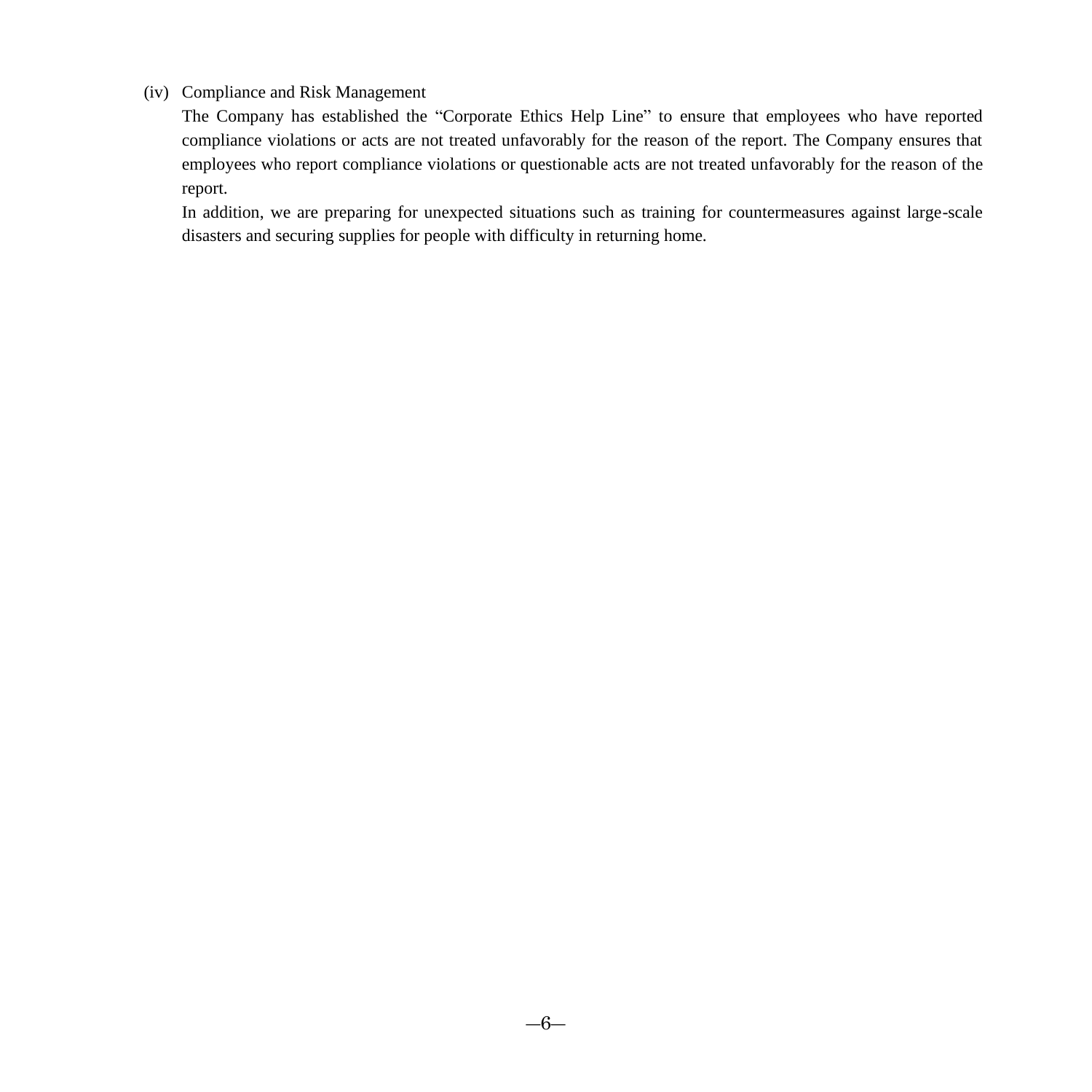(iv) Compliance and Risk Management

The Company has established the "Corporate Ethics Help Line" to ensure that employees who have reported compliance violations or acts are not treated unfavorably for the reason of the report. The Company ensures that employees who report compliance violations or questionable acts are not treated unfavorably for the reason of the report.

In addition, we are preparing for unexpected situations such as training for countermeasures against large-scale disasters and securing supplies for people with difficulty in returning home.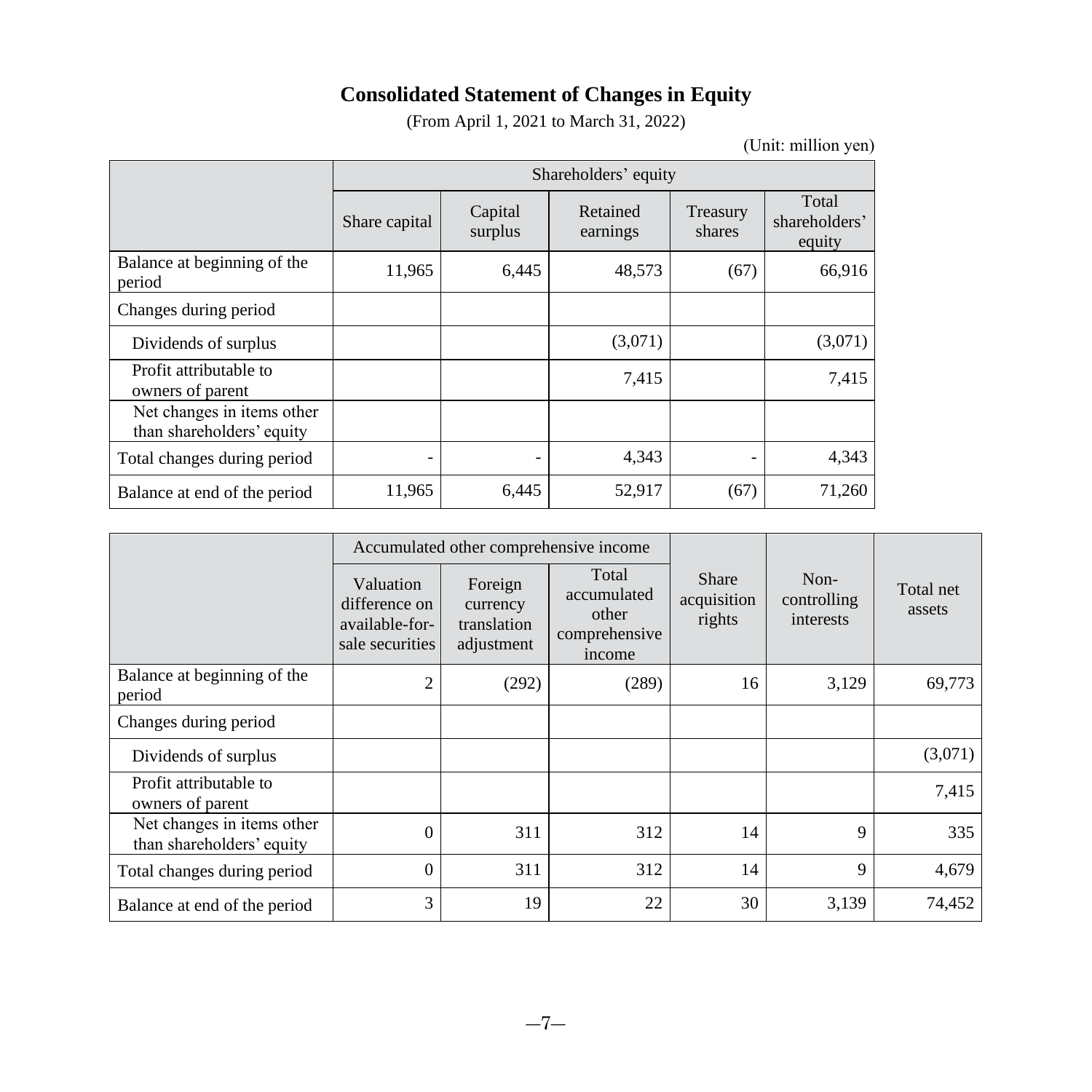# Consolidated Statement of Changes in Equity

(From April 1, 2021 to March 31, 2022)

(Unit: million yen)

| | Shareholders' equity | | | | |
|---|---|---|---|---|---|
| | Share capital | Capital surplus | Retained earnings | Treasury shares | Total shareholders' equity |
| Balance at beginning of the period | 11,965 | 6,445 | 48,573 | (67) | 66,916 |
| Changes during period | | | | | |
| Dividends of surplus | | | (3,071) | | (3,071) |
| Profit attributable to owners of parent | | | 7,415 | | 7,415 |
| Net changes in items other than shareholders' equity | | | | | |
| Total changes during period | - | - | 4,343 | - | 4,343 |
| Balance at end of the period | 11,965 | 6,445 | 52,917 | (67) | 71,260 |

| | Accumulated other comprehensive income | | | Share acquisition rights | Non-controlling interests | Total net assets |
|---|---|---|---|---|---|---|
| | Valuation difference on available-for-sale securities | Foreign currency translation adjustment | Total accumulated other comprehensive income | | | |
| Balance at beginning of the period | 2 | (292) | (289) | 16 | 3,129 | 69,773 |
| Changes during period | | | | | | |
| Dividends of surplus | | | | | | (3,071) |
| Profit attributable to owners of parent | | | | | | 7,415 |
| Net changes in items other than shareholders' equity | 0 | 311 | 312 | 14 | 9 | 335 |
| Total changes during period | 0 | 311 | 312 | 14 | 9 | 4,679 |
| Balance at end of the period | 3 | 19 | 22 | 30 | 3,139 | 74,452 |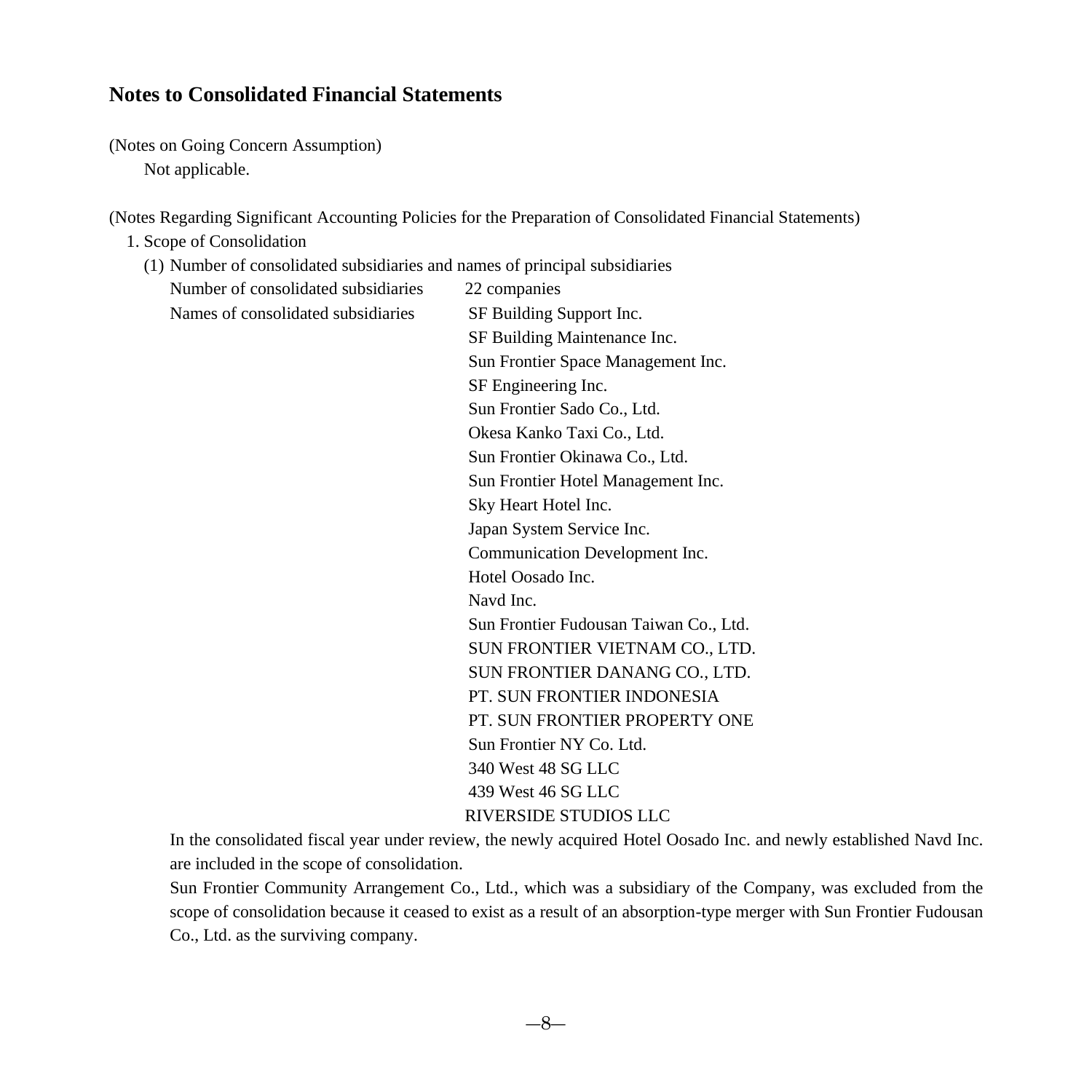## Notes to Consolidated Financial Statements

(Notes on Going Concern Assumption)

Not applicable.

(Notes Regarding Significant Accounting Policies for the Preparation of Consolidated Financial Statements)

1. Scope of Consolidation

(1) Number of consolidated subsidiaries and names of principal subsidiaries

| | |
|---|---|
| Number of consolidated subsidiaries | 22 companies |
| Names of consolidated subsidiaries | SF Building Support Inc. |
| | SF Building Maintenance Inc. |
| | Sun Frontier Space Management Inc. |
| | SF Engineering Inc. |
| | Sun Frontier Sado Co., Ltd. |
| | Okesa Kanko Taxi Co., Ltd. |
| | Sun Frontier Okinawa Co., Ltd. |
| | Sun Frontier Hotel Management Inc. |
| | Sky Heart Hotel Inc. |
| | Japan System Service Inc. |
| | Communication Development Inc. |
| | Hotel Oosado Inc. |
| | Navd Inc. |
| | Sun Frontier Fudousan Taiwan Co., Ltd. |
| | SUN FRONTIER VIETNAM CO., LTD. |
| | SUN FRONTIER DANANG CO., LTD. |
| | PT. SUN FRONTIER INDONESIA |
| | PT. SUN FRONTIER PROPERTY ONE |
| | Sun Frontier NY Co. Ltd. |
| | 340 West 48 SG LLC |
| | 439 West 46 SG LLC |
| | RIVERSIDE STUDIOS LLC |

In the consolidated fiscal year under review, the newly acquired Hotel Oosado Inc. and newly established Navd Inc. are included in the scope of consolidation.

Sun Frontier Community Arrangement Co., Ltd., which was a subsidiary of the Company, was excluded from the scope of consolidation because it ceased to exist as a result of an absorption-type merger with Sun Frontier Fudousan Co., Ltd. as the surviving company.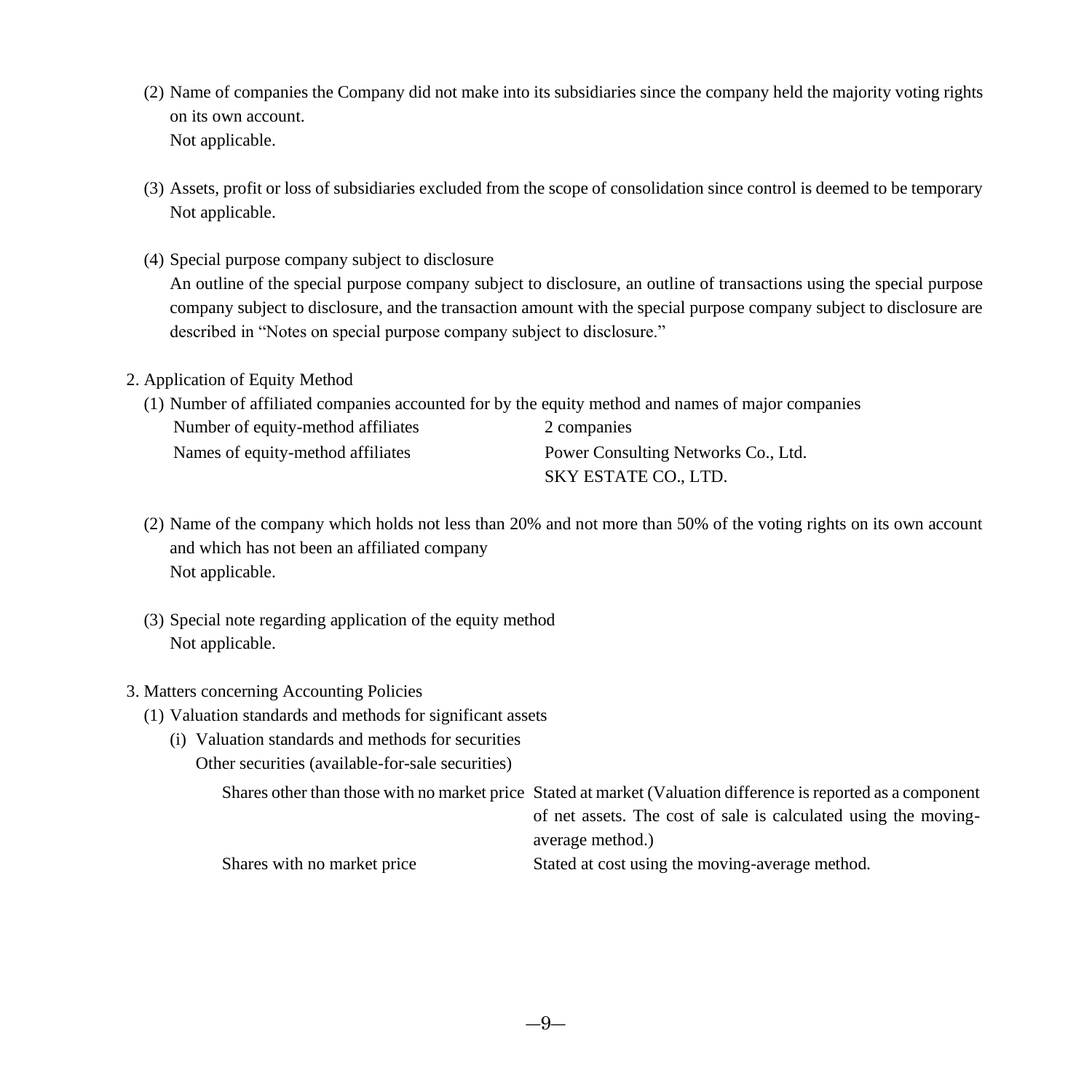(2) Name of companies the Company did not make into its subsidiaries since the company held the majority voting rights on its own account.
Not applicable.

(3) Assets, profit or loss of subsidiaries excluded from the scope of consolidation since control is deemed to be temporary
Not applicable.

(4) Special purpose company subject to disclosure
An outline of the special purpose company subject to disclosure, an outline of transactions using the special purpose company subject to disclosure, and the transaction amount with the special purpose company subject to disclosure are described in "Notes on special purpose company subject to disclosure."

2. Application of Equity Method

(1) Number of affiliated companies accounted for by the equity method and names of major companies

| | |
|---|---|
| Number of equity-method affiliates | 2 companies |
| Names of equity-method affiliates | Power Consulting Networks Co., Ltd.<br>SKY ESTATE CO., LTD. |

(2) Name of the company which holds not less than 20% and not more than 50% of the voting rights on its own account and which has not been an affiliated company
Not applicable.

(3) Special note regarding application of the equity method
Not applicable.

3. Matters concerning Accounting Policies

(1) Valuation standards and methods for significant assets

(i) Valuation standards and methods for securities

Other securities (available-for-sale securities)

| | |
|---|---|
| Shares other than those with no market price | Stated at market (Valuation difference is reported as a component of net assets. The cost of sale is calculated using the moving-average method.) |
| Shares with no market price | Stated at cost using the moving-average method. |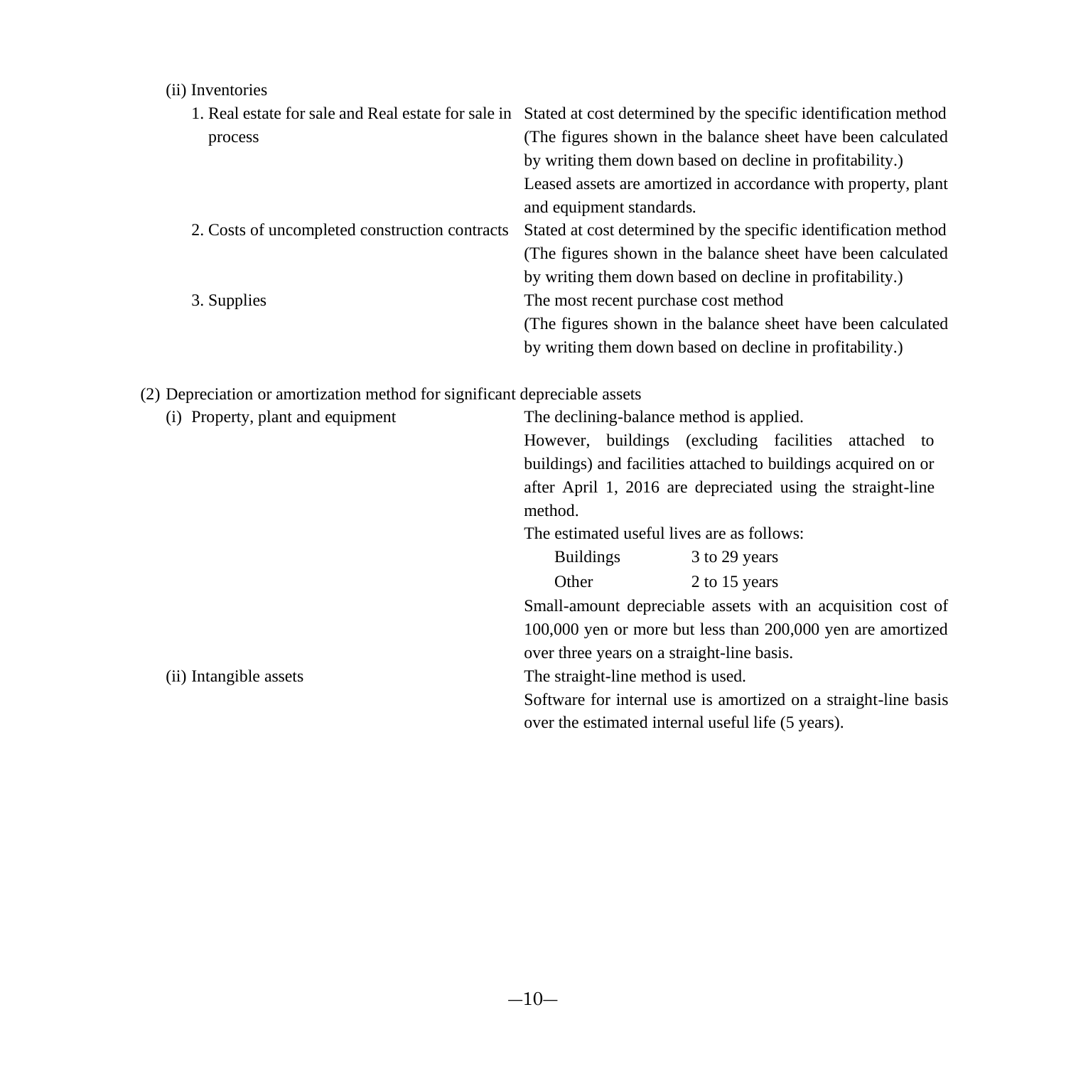(ii) Inventories

| | |
|---|---|
| 1. Real estate for sale and Real estate for sale in process | Stated at cost determined by the specific identification method (The figures shown in the balance sheet have been calculated by writing them down based on decline in profitability.) Leased assets are amortized in accordance with property, plant and equipment standards. |
| 2. Costs of uncompleted construction contracts | Stated at cost determined by the specific identification method (The figures shown in the balance sheet have been calculated by writing them down based on decline in profitability.) |
| 3. Supplies | The most recent purchase cost method (The figures shown in the balance sheet have been calculated by writing them down based on decline in profitability.) |

(2) Depreciation or amortization method for significant depreciable assets

(i) Property, plant and equipment

The declining-balance method is applied.

However, buildings (excluding facilities attached to buildings) and facilities attached to buildings acquired on or after April 1, 2016 are depreciated using the straight-line method.

The estimated useful lives are as follows:

| | |
|---|---|
| Buildings | 3 to 29 years |
| Other | 2 to 15 years |

Small-amount depreciable assets with an acquisition cost of 100,000 yen or more but less than 200,000 yen are amortized over three years on a straight-line basis.

(ii) Intangible assets

The straight-line method is used.

Software for internal use is amortized on a straight-line basis over the estimated internal useful life (5 years).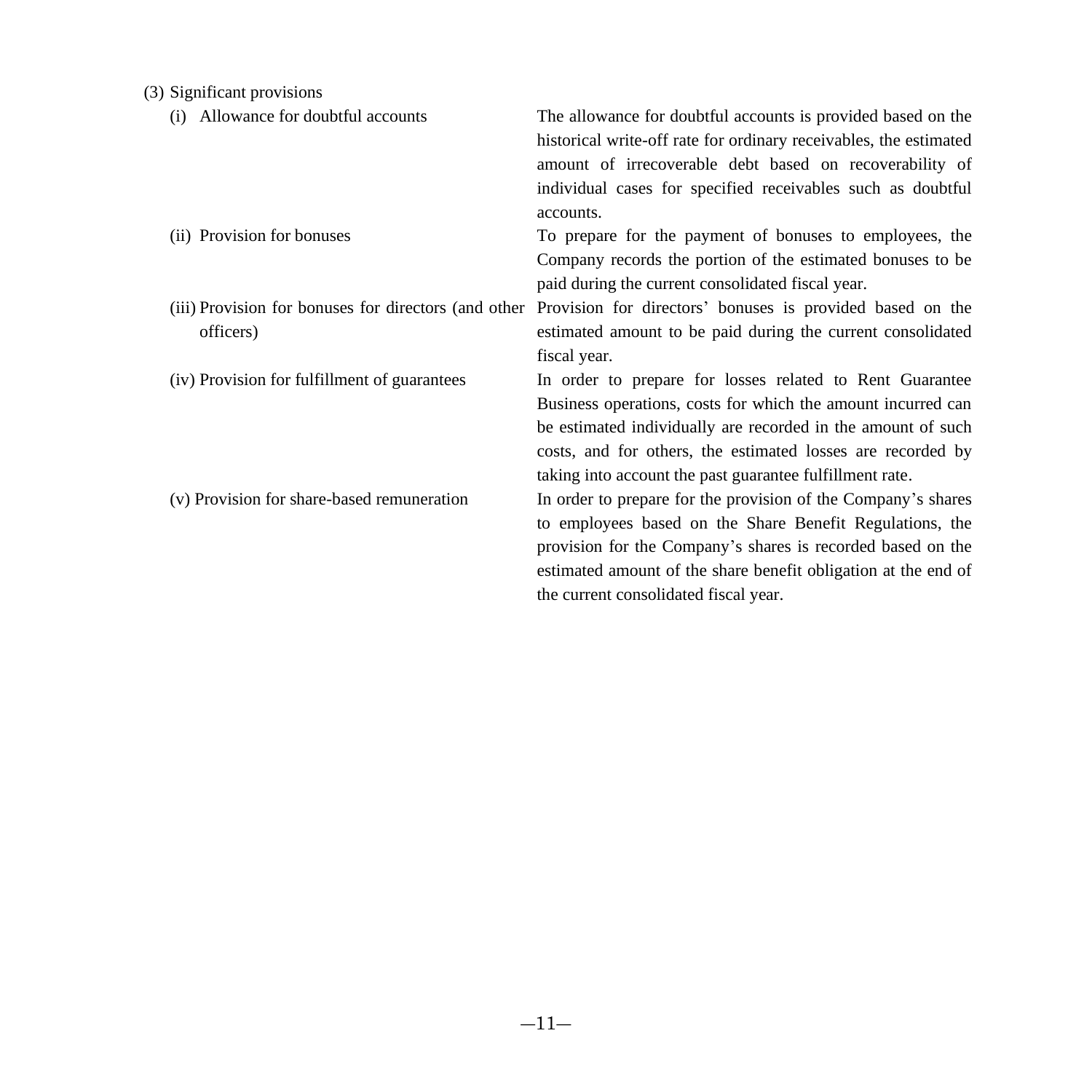(3) Significant provisions

| | |
|---|---|
| (i) Allowance for doubtful accounts | The allowance for doubtful accounts is provided based on the historical write-off rate for ordinary receivables, the estimated amount of irrecoverable debt based on recoverability of individual cases for specified receivables such as doubtful accounts. |
| (ii) Provision for bonuses | To prepare for the payment of bonuses to employees, the Company records the portion of the estimated bonuses to be paid during the current consolidated fiscal year. |
| (iii) Provision for bonuses for directors (and other officers) | Provision for directors' bonuses is provided based on the estimated amount to be paid during the current consolidated fiscal year. |
| (iv) Provision for fulfillment of guarantees | In order to prepare for losses related to Rent Guarantee Business operations, costs for which the amount incurred can be estimated individually are recorded in the amount of such costs, and for others, the estimated losses are recorded by taking into account the past guarantee fulfillment rate. |
| (v) Provision for share-based remuneration | In order to prepare for the provision of the Company's shares to employees based on the Share Benefit Regulations, the provision for the Company's shares is recorded based on the estimated amount of the share benefit obligation at the end of the current consolidated fiscal year. |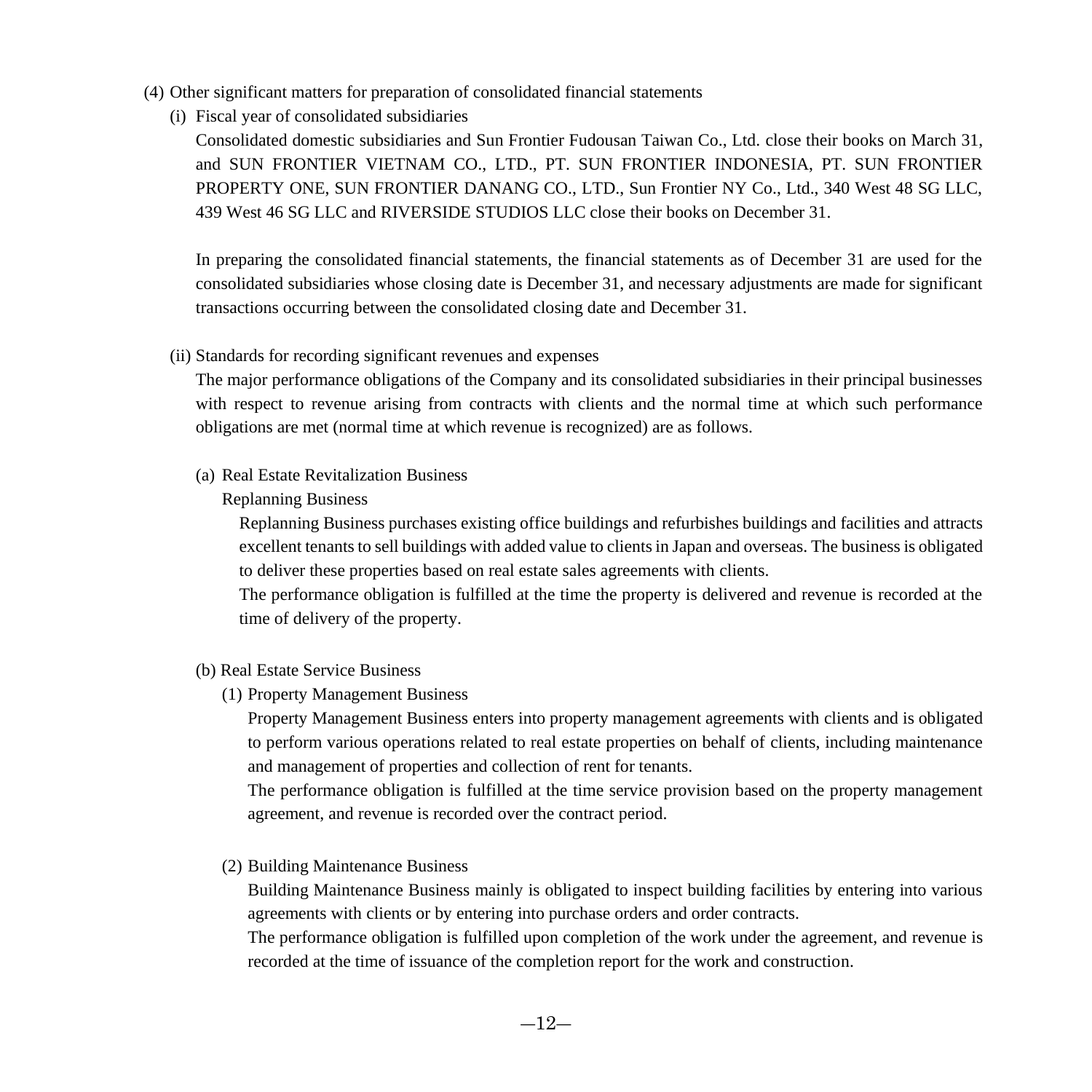(4) Other significant matters for preparation of consolidated financial statements

(i) Fiscal year of consolidated subsidiaries

Consolidated domestic subsidiaries and Sun Frontier Fudousan Taiwan Co., Ltd. close their books on March 31, and SUN FRONTIER VIETNAM CO., LTD., PT. SUN FRONTIER INDONESIA, PT. SUN FRONTIER PROPERTY ONE, SUN FRONTIER DANANG CO., LTD., Sun Frontier NY Co., Ltd., 340 West 48 SG LLC, 439 West 46 SG LLC and RIVERSIDE STUDIOS LLC close their books on December 31.

In preparing the consolidated financial statements, the financial statements as of December 31 are used for the consolidated subsidiaries whose closing date is December 31, and necessary adjustments are made for significant transactions occurring between the consolidated closing date and December 31.

(ii) Standards for recording significant revenues and expenses

The major performance obligations of the Company and its consolidated subsidiaries in their principal businesses with respect to revenue arising from contracts with clients and the normal time at which such performance obligations are met (normal time at which revenue is recognized) are as follows.

(a) Real Estate Revitalization Business

Replanning Business

Replanning Business purchases existing office buildings and refurbishes buildings and facilities and attracts excellent tenants to sell buildings with added value to clients in Japan and overseas. The business is obligated to deliver these properties based on real estate sales agreements with clients.

The performance obligation is fulfilled at the time the property is delivered and revenue is recorded at the time of delivery of the property.

(b) Real Estate Service Business

(1) Property Management Business

Property Management Business enters into property management agreements with clients and is obligated to perform various operations related to real estate properties on behalf of clients, including maintenance and management of properties and collection of rent for tenants.

The performance obligation is fulfilled at the time service provision based on the property management agreement, and revenue is recorded over the contract period.

(2) Building Maintenance Business

Building Maintenance Business mainly is obligated to inspect building facilities by entering into various agreements with clients or by entering into purchase orders and order contracts.

The performance obligation is fulfilled upon completion of the work under the agreement, and revenue is recorded at the time of issuance of the completion report for the work and construction.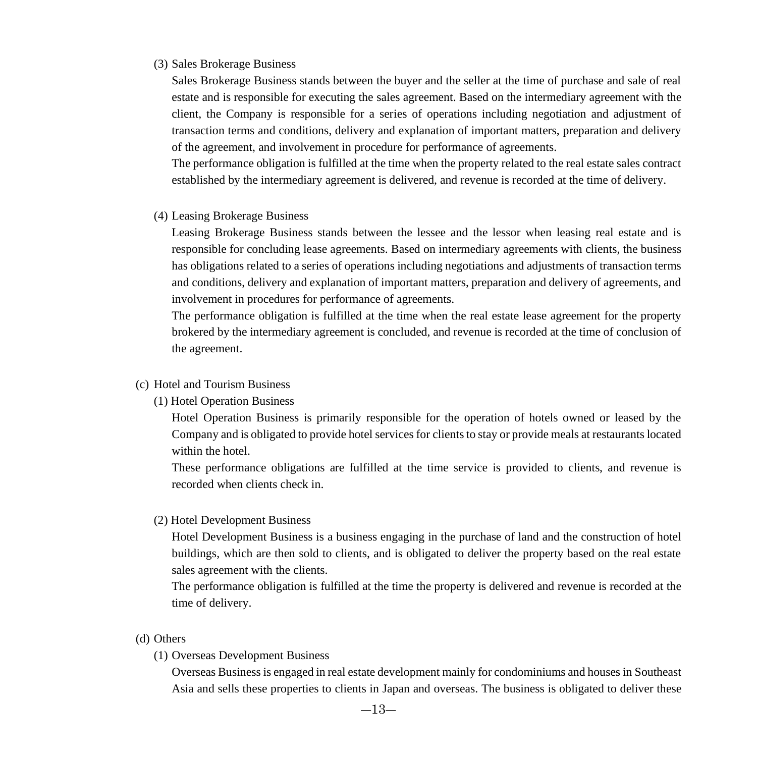(3) Sales Brokerage Business

Sales Brokerage Business stands between the buyer and the seller at the time of purchase and sale of real estate and is responsible for executing the sales agreement. Based on the intermediary agreement with the client, the Company is responsible for a series of operations including negotiation and adjustment of transaction terms and conditions, delivery and explanation of important matters, preparation and delivery of the agreement, and involvement in procedure for performance of agreements.

The performance obligation is fulfilled at the time when the property related to the real estate sales contract established by the intermediary agreement is delivered, and revenue is recorded at the time of delivery.

(4) Leasing Brokerage Business

Leasing Brokerage Business stands between the lessee and the lessor when leasing real estate and is responsible for concluding lease agreements. Based on intermediary agreements with clients, the business has obligations related to a series of operations including negotiations and adjustments of transaction terms and conditions, delivery and explanation of important matters, preparation and delivery of agreements, and involvement in procedures for performance of agreements.

The performance obligation is fulfilled at the time when the real estate lease agreement for the property brokered by the intermediary agreement is concluded, and revenue is recorded at the time of conclusion of the agreement.

(c) Hotel and Tourism Business

(1) Hotel Operation Business

Hotel Operation Business is primarily responsible for the operation of hotels owned or leased by the Company and is obligated to provide hotel services for clients to stay or provide meals at restaurants located within the hotel.

These performance obligations are fulfilled at the time service is provided to clients, and revenue is recorded when clients check in.

(2) Hotel Development Business

Hotel Development Business is a business engaging in the purchase of land and the construction of hotel buildings, which are then sold to clients, and is obligated to deliver the property based on the real estate sales agreement with the clients.

The performance obligation is fulfilled at the time the property is delivered and revenue is recorded at the time of delivery.

(d) Others

(1) Overseas Development Business

Overseas Business is engaged in real estate development mainly for condominiums and houses in Southeast Asia and sells these properties to clients in Japan and overseas. The business is obligated to deliver these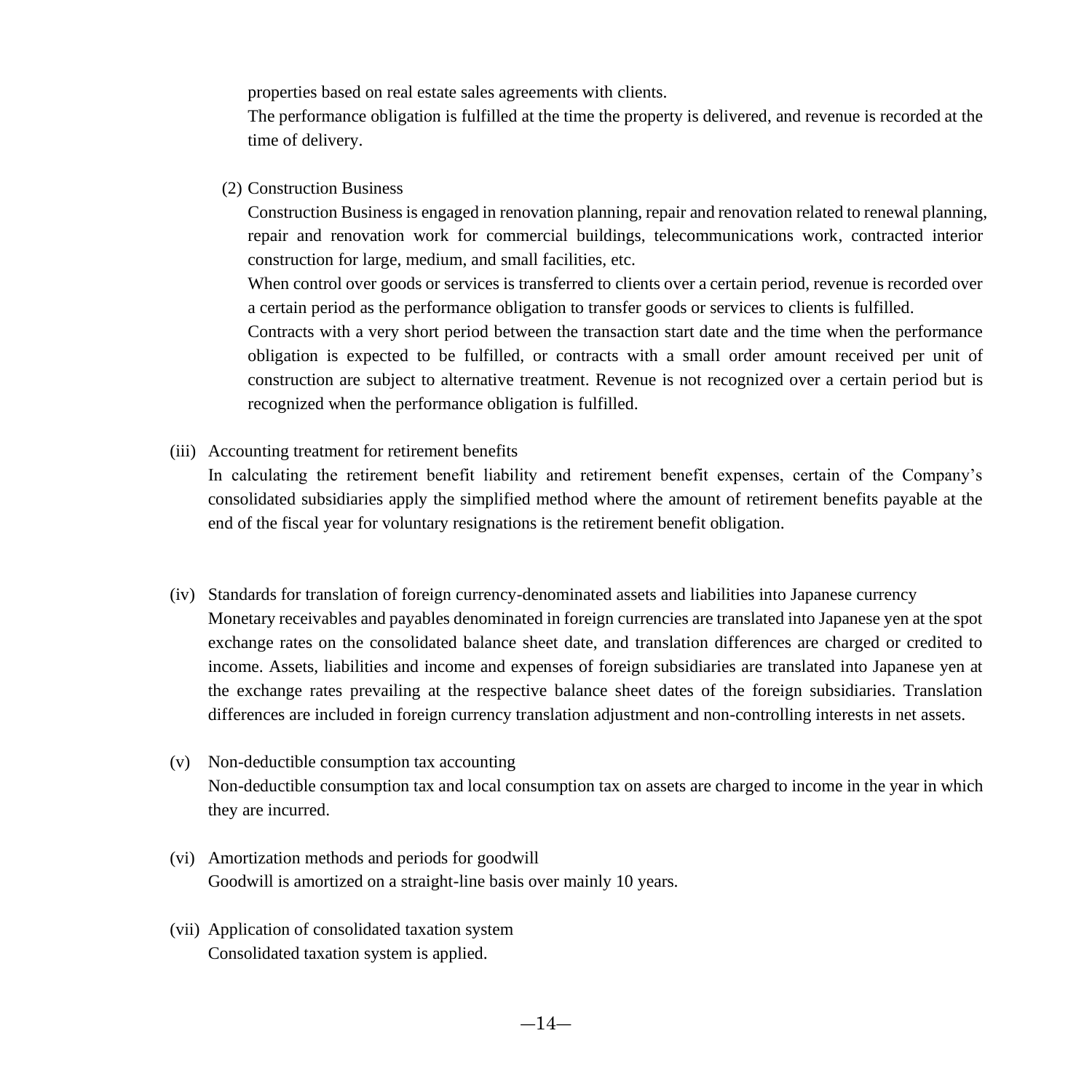properties based on real estate sales agreements with clients.

The performance obligation is fulfilled at the time the property is delivered, and revenue is recorded at the time of delivery.

(2) Construction Business

Construction Business is engaged in renovation planning, repair and renovation related to renewal planning, repair and renovation work for commercial buildings, telecommunications work, contracted interior construction for large, medium, and small facilities, etc.

When control over goods or services is transferred to clients over a certain period, revenue is recorded over a certain period as the performance obligation to transfer goods or services to clients is fulfilled.

Contracts with a very short period between the transaction start date and the time when the performance obligation is expected to be fulfilled, or contracts with a small order amount received per unit of construction are subject to alternative treatment. Revenue is not recognized over a certain period but is recognized when the performance obligation is fulfilled.

(iii) Accounting treatment for retirement benefits

In calculating the retirement benefit liability and retirement benefit expenses, certain of the Company's consolidated subsidiaries apply the simplified method where the amount of retirement benefits payable at the end of the fiscal year for voluntary resignations is the retirement benefit obligation.

(iv) Standards for translation of foreign currency-denominated assets and liabilities into Japanese currency

Monetary receivables and payables denominated in foreign currencies are translated into Japanese yen at the spot exchange rates on the consolidated balance sheet date, and translation differences are charged or credited to income. Assets, liabilities and income and expenses of foreign subsidiaries are translated into Japanese yen at the exchange rates prevailing at the respective balance sheet dates of the foreign subsidiaries. Translation differences are included in foreign currency translation adjustment and non-controlling interests in net assets.

(v) Non-deductible consumption tax accounting

Non-deductible consumption tax and local consumption tax on assets are charged to income in the year in which they are incurred.

(vi) Amortization methods and periods for goodwill

Goodwill is amortized on a straight-line basis over mainly 10 years.

(vii) Application of consolidated taxation system

Consolidated taxation system is applied.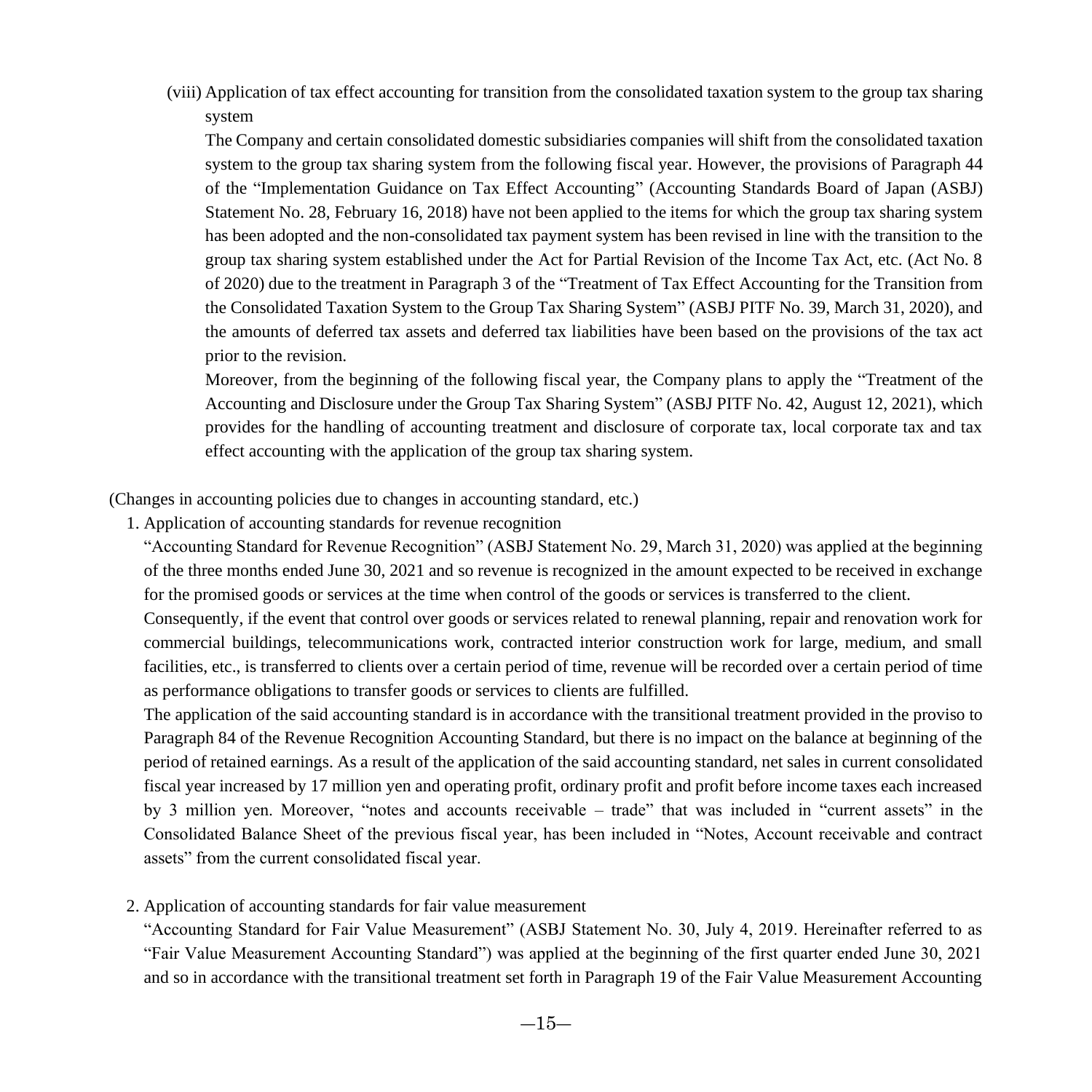(viii) Application of tax effect accounting for transition from the consolidated taxation system to the group tax sharing system

The Company and certain consolidated domestic subsidiaries companies will shift from the consolidated taxation system to the group tax sharing system from the following fiscal year. However, the provisions of Paragraph 44 of the "Implementation Guidance on Tax Effect Accounting" (Accounting Standards Board of Japan (ASBJ) Statement No. 28, February 16, 2018) have not been applied to the items for which the group tax sharing system has been adopted and the non-consolidated tax payment system has been revised in line with the transition to the group tax sharing system established under the Act for Partial Revision of the Income Tax Act, etc. (Act No. 8 of 2020) due to the treatment in Paragraph 3 of the "Treatment of Tax Effect Accounting for the Transition from the Consolidated Taxation System to the Group Tax Sharing System" (ASBJ PITF No. 39, March 31, 2020), and the amounts of deferred tax assets and deferred tax liabilities have been based on the provisions of the tax act prior to the revision.

Moreover, from the beginning of the following fiscal year, the Company plans to apply the "Treatment of the Accounting and Disclosure under the Group Tax Sharing System" (ASBJ PITF No. 42, August 12, 2021), which provides for the handling of accounting treatment and disclosure of corporate tax, local corporate tax and tax effect accounting with the application of the group tax sharing system.

(Changes in accounting policies due to changes in accounting standard, etc.)

1. Application of accounting standards for revenue recognition

"Accounting Standard for Revenue Recognition" (ASBJ Statement No. 29, March 31, 2020) was applied at the beginning of the three months ended June 30, 2021 and so revenue is recognized in the amount expected to be received in exchange for the promised goods or services at the time when control of the goods or services is transferred to the client.

Consequently, if the event that control over goods or services related to renewal planning, repair and renovation work for commercial buildings, telecommunications work, contracted interior construction work for large, medium, and small facilities, etc., is transferred to clients over a certain period of time, revenue will be recorded over a certain period of time as performance obligations to transfer goods or services to clients are fulfilled.

The application of the said accounting standard is in accordance with the transitional treatment provided in the proviso to Paragraph 84 of the Revenue Recognition Accounting Standard, but there is no impact on the balance at beginning of the period of retained earnings. As a result of the application of the said accounting standard, net sales in current consolidated fiscal year increased by 17 million yen and operating profit, ordinary profit and profit before income taxes each increased by 3 million yen. Moreover, "notes and accounts receivable – trade" that was included in "current assets" in the Consolidated Balance Sheet of the previous fiscal year, has been included in "Notes, Account receivable and contract assets" from the current consolidated fiscal year.

2. Application of accounting standards for fair value measurement

"Accounting Standard for Fair Value Measurement" (ASBJ Statement No. 30, July 4, 2019. Hereinafter referred to as "Fair Value Measurement Accounting Standard") was applied at the beginning of the first quarter ended June 30, 2021 and so in accordance with the transitional treatment set forth in Paragraph 19 of the Fair Value Measurement Accounting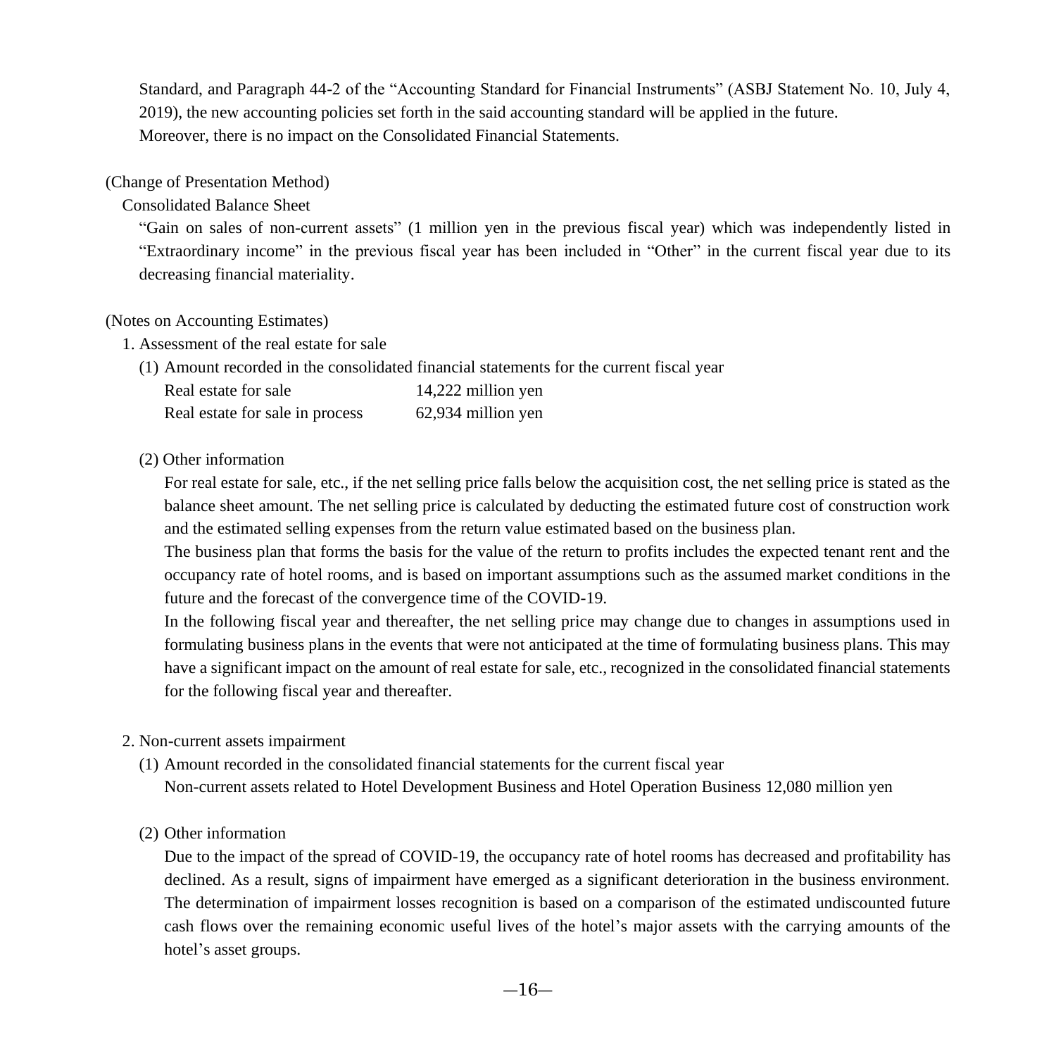Standard, and Paragraph 44-2 of the "Accounting Standard for Financial Instruments" (ASBJ Statement No. 10, July 4, 2019), the new accounting policies set forth in the said accounting standard will be applied in the future.

Moreover, there is no impact on the Consolidated Financial Statements.

(Change of Presentation Method)

Consolidated Balance Sheet

"Gain on sales of non-current assets" (1 million yen in the previous fiscal year) which was independently listed in "Extraordinary income" in the previous fiscal year has been included in "Other" in the current fiscal year due to its decreasing financial materiality.

(Notes on Accounting Estimates)

1. Assessment of the real estate for sale

(1) Amount recorded in the consolidated financial statements for the current fiscal year

| | |
|---|---|
| Real estate for sale | 14,222 million yen |
| Real estate for sale in process | 62,934 million yen |

(2) Other information

For real estate for sale, etc., if the net selling price falls below the acquisition cost, the net selling price is stated as the balance sheet amount. The net selling price is calculated by deducting the estimated future cost of construction work and the estimated selling expenses from the return value estimated based on the business plan.

The business plan that forms the basis for the value of the return to profits includes the expected tenant rent and the occupancy rate of hotel rooms, and is based on important assumptions such as the assumed market conditions in the future and the forecast of the convergence time of the COVID-19.

In the following fiscal year and thereafter, the net selling price may change due to changes in assumptions used in formulating business plans in the events that were not anticipated at the time of formulating business plans. This may have a significant impact on the amount of real estate for sale, etc., recognized in the consolidated financial statements for the following fiscal year and thereafter.

2. Non-current assets impairment

(1) Amount recorded in the consolidated financial statements for the current fiscal year

Non-current assets related to Hotel Development Business and Hotel Operation Business 12,080 million yen

(2) Other information

Due to the impact of the spread of COVID-19, the occupancy rate of hotel rooms has decreased and profitability has declined. As a result, signs of impairment have emerged as a significant deterioration in the business environment. The determination of impairment losses recognition is based on a comparison of the estimated undiscounted future cash flows over the remaining economic useful lives of the hotel's major assets with the carrying amounts of the hotel's asset groups.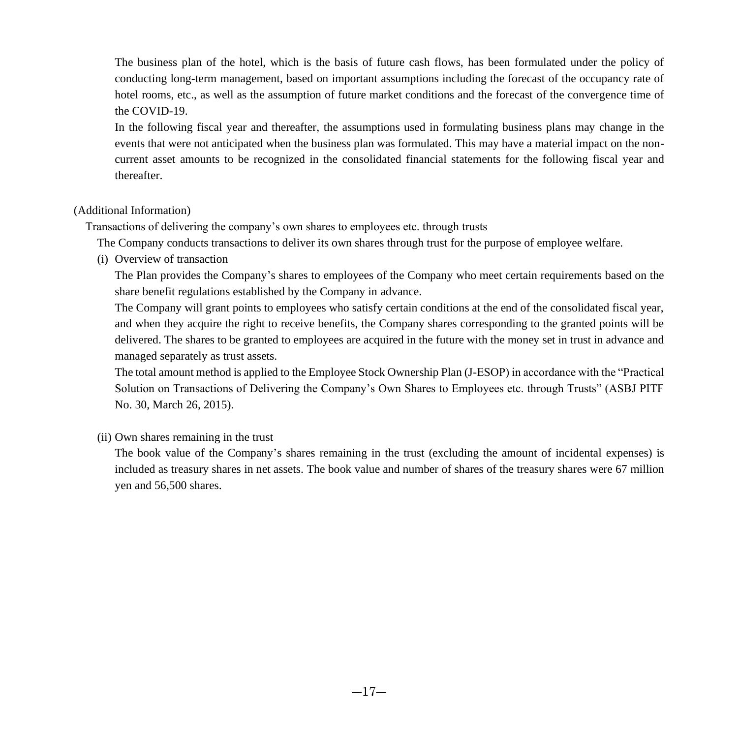The business plan of the hotel, which is the basis of future cash flows, has been formulated under the policy of conducting long-term management, based on important assumptions including the forecast of the occupancy rate of hotel rooms, etc., as well as the assumption of future market conditions and the forecast of the convergence time of the COVID-19.

In the following fiscal year and thereafter, the assumptions used in formulating business plans may change in the events that were not anticipated when the business plan was formulated. This may have a material impact on the non-current asset amounts to be recognized in the consolidated financial statements for the following fiscal year and thereafter.

(Additional Information)

Transactions of delivering the company's own shares to employees etc. through trusts

The Company conducts transactions to deliver its own shares through trust for the purpose of employee welfare.

(i) Overview of transaction

The Plan provides the Company's shares to employees of the Company who meet certain requirements based on the share benefit regulations established by the Company in advance.

The Company will grant points to employees who satisfy certain conditions at the end of the consolidated fiscal year, and when they acquire the right to receive benefits, the Company shares corresponding to the granted points will be delivered. The shares to be granted to employees are acquired in the future with the money set in trust in advance and managed separately as trust assets.

The total amount method is applied to the Employee Stock Ownership Plan (J-ESOP) in accordance with the "Practical Solution on Transactions of Delivering the Company's Own Shares to Employees etc. through Trusts" (ASBJ PITF No. 30, March 26, 2015).

(ii) Own shares remaining in the trust

The book value of the Company's shares remaining in the trust (excluding the amount of incidental expenses) is included as treasury shares in net assets. The book value and number of shares of the treasury shares were 67 million yen and 56,500 shares.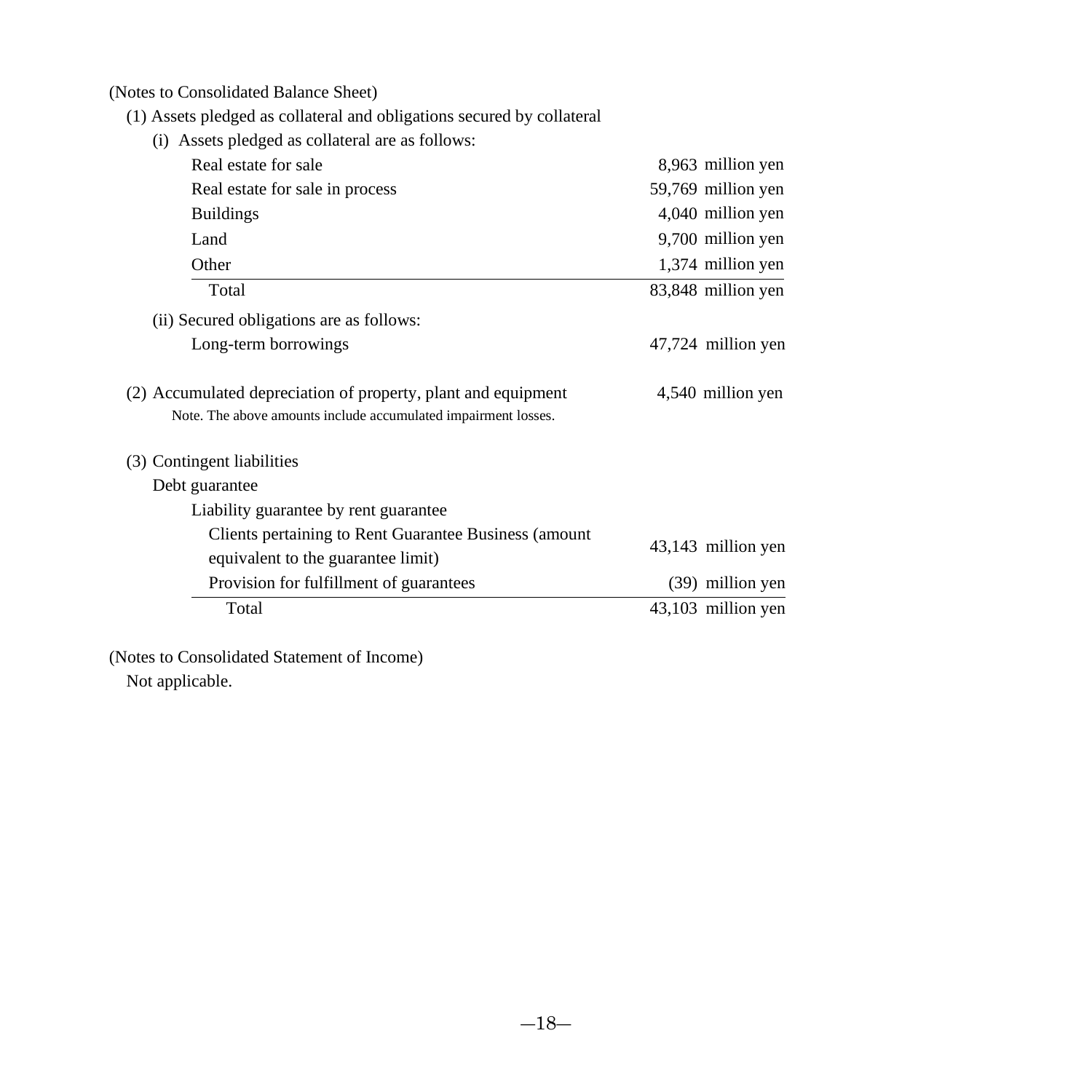(Notes to Consolidated Balance Sheet)

(1) Assets pledged as collateral and obligations secured by collateral

(i) Assets pledged as collateral are as follows:

| | |
|---|---|
| Real estate for sale | 8,963 million yen |
| Real estate for sale in process | 59,769 million yen |
| Buildings | 4,040 million yen |
| Land | 9,700 million yen |
| Other | 1,374 million yen |
| Total | 83,848 million yen |

(ii) Secured obligations are as follows:

| | |
|---|---|
| Long-term borrowings | 47,724 million yen |

(2) Accumulated depreciation of property, plant and equipment — 4,540 million yen

Note. The above amounts include accumulated impairment losses.

(3) Contingent liabilities

Debt guarantee

Liability guarantee by rent guarantee

| | |
|---|---|
| Clients pertaining to Rent Guarantee Business (amount equivalent to the guarantee limit) | 43,143 million yen |
| Provision for fulfillment of guarantees | (39) million yen |
| Total | 43,103 million yen |

(Notes to Consolidated Statement of Income)

Not applicable.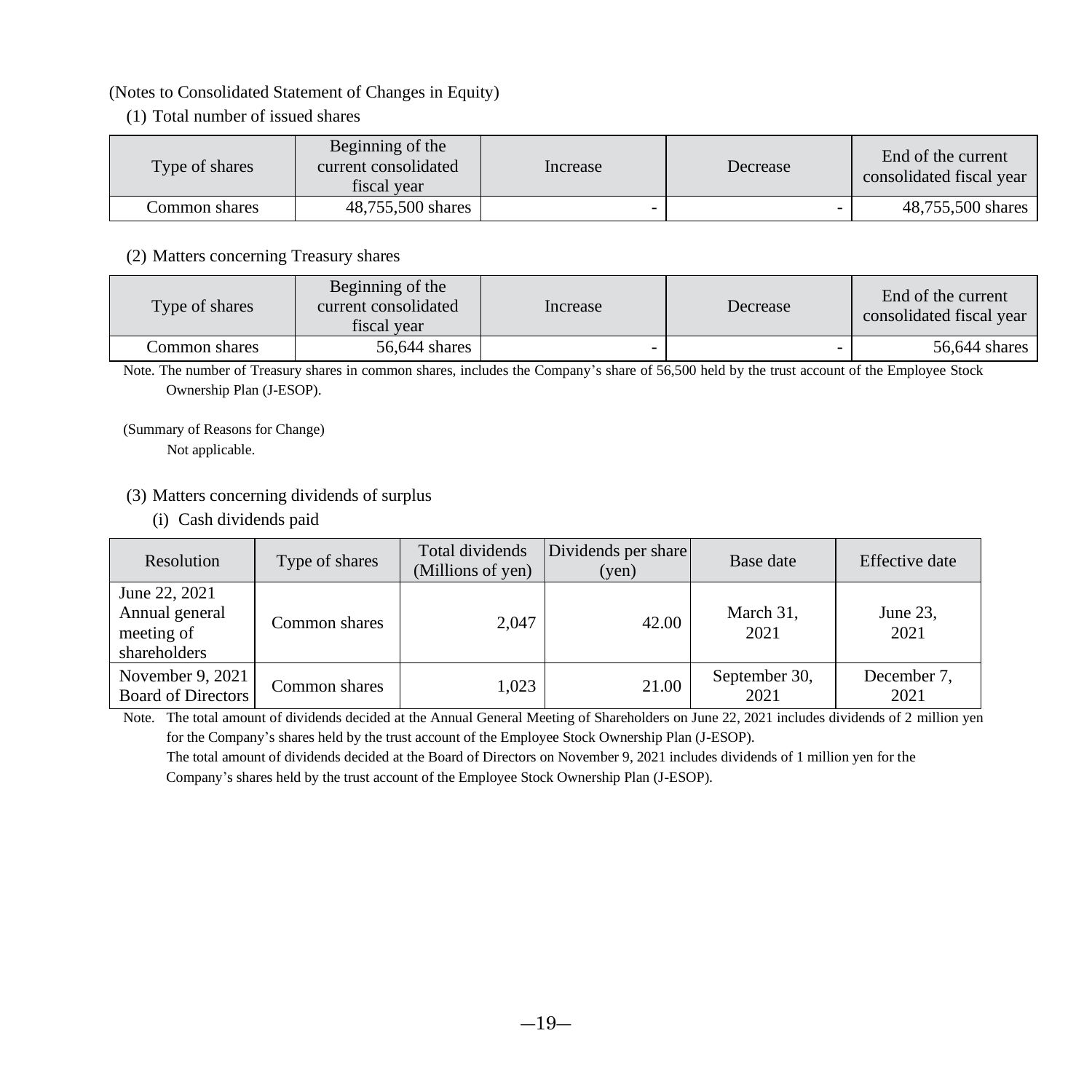(Notes to Consolidated Statement of Changes in Equity)

(1) Total number of issued shares

| Type of shares | Beginning of the current consolidated fiscal year | Increase | Decrease | End of the current consolidated fiscal year |
|---|---|---|---|---|
| Common shares | 48,755,500 shares | - | - | 48,755,500 shares |

(2) Matters concerning Treasury shares

| Type of shares | Beginning of the current consolidated fiscal year | Increase | Decrease | End of the current consolidated fiscal year |
|---|---|---|---|---|
| Common shares | 56,644 shares | - | - | 56,644 shares |

Note. The number of Treasury shares in common shares, includes the Company's share of 56,500 held by the trust account of the Employee Stock Ownership Plan (J-ESOP).

(Summary of Reasons for Change)

Not applicable.

(3) Matters concerning dividends of surplus

(i) Cash dividends paid

| Resolution | Type of shares | Total dividends (Millions of yen) | Dividends per share (yen) | Base date | Effective date |
|---|---|---|---|---|---|
| June 22, 2021 Annual general meeting of shareholders | Common shares | 2,047 | 42.00 | March 31, 2021 | June 23, 2021 |
| November 9, 2021 Board of Directors | Common shares | 1,023 | 21.00 | September 30, 2021 | December 7, 2021 |

Note. The total amount of dividends decided at the Annual General Meeting of Shareholders on June 22, 2021 includes dividends of 2 million yen for the Company's shares held by the trust account of the Employee Stock Ownership Plan (J-ESOP).

The total amount of dividends decided at the Board of Directors on November 9, 2021 includes dividends of 1 million yen for the Company's shares held by the trust account of the Employee Stock Ownership Plan (J-ESOP).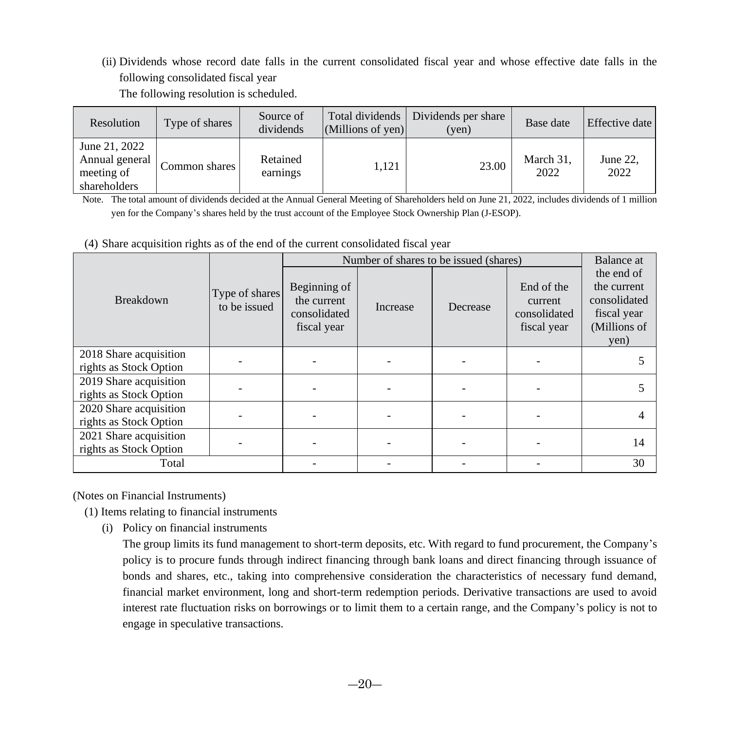(ii) Dividends whose record date falls in the current consolidated fiscal year and whose effective date falls in the following consolidated fiscal year

The following resolution is scheduled.

| Resolution | Type of shares | Source of dividends | Total dividends (Millions of yen) | Dividends per share (yen) | Base date | Effective date |
|---|---|---|---|---|---|---|
| June 21, 2022 Annual general meeting of shareholders | Common shares | Retained earnings | 1,121 | 23.00 | March 31, 2022 | June 22, 2022 |

Note. The total amount of dividends decided at the Annual General Meeting of Shareholders held on June 21, 2022, includes dividends of 1 million yen for the Company's shares held by the trust account of the Employee Stock Ownership Plan (J-ESOP).

(4) Share acquisition rights as of the end of the current consolidated fiscal year

| Breakdown | Type of shares to be issued | Number of shares to be issued (shares) | | | | Balance at the end of the current consolidated fiscal year (Millions of yen) |
|---|---|---|---|---|---|---|
| | | Beginning of the current consolidated fiscal year | Increase | Decrease | End of the current consolidated fiscal year | |
| 2018 Share acquisition rights as Stock Option | - | - | - | - | - | 5 |
| 2019 Share acquisition rights as Stock Option | - | - | - | - | - | 5 |
| 2020 Share acquisition rights as Stock Option | - | - | - | - | - | 4 |
| 2021 Share acquisition rights as Stock Option | - | - | - | - | - | 14 |
| Total | | - | - | - | - | 30 |

(Notes on Financial Instruments)

(1) Items relating to financial instruments

(i) Policy on financial instruments

The group limits its fund management to short-term deposits, etc. With regard to fund procurement, the Company's policy is to procure funds through indirect financing through bank loans and direct financing through issuance of bonds and shares, etc., taking into comprehensive consideration the characteristics of necessary fund demand, financial market environment, long and short-term redemption periods. Derivative transactions are used to avoid interest rate fluctuation risks on borrowings or to limit them to a certain range, and the Company's policy is not to engage in speculative transactions.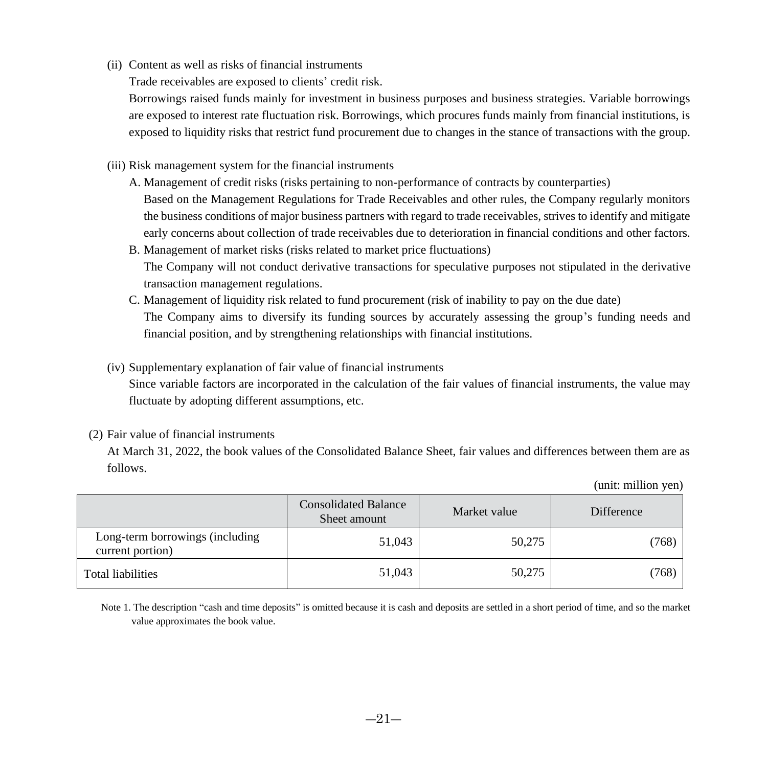(ii) Content as well as risks of financial instruments

Trade receivables are exposed to clients' credit risk.

Borrowings raised funds mainly for investment in business purposes and business strategies. Variable borrowings are exposed to interest rate fluctuation risk. Borrowings, which procures funds mainly from financial institutions, is exposed to liquidity risks that restrict fund procurement due to changes in the stance of transactions with the group.

(iii) Risk management system for the financial instruments

A. Management of credit risks (risks pertaining to non-performance of contracts by counterparties)

Based on the Management Regulations for Trade Receivables and other rules, the Company regularly monitors the business conditions of major business partners with regard to trade receivables, strives to identify and mitigate early concerns about collection of trade receivables due to deterioration in financial conditions and other factors.

B. Management of market risks (risks related to market price fluctuations)

The Company will not conduct derivative transactions for speculative purposes not stipulated in the derivative transaction management regulations.

C. Management of liquidity risk related to fund procurement (risk of inability to pay on the due date)

The Company aims to diversify its funding sources by accurately assessing the group's funding needs and financial position, and by strengthening relationships with financial institutions.

(iv) Supplementary explanation of fair value of financial instruments

Since variable factors are incorporated in the calculation of the fair values of financial instruments, the value may fluctuate by adopting different assumptions, etc.

(2) Fair value of financial instruments

At March 31, 2022, the book values of the Consolidated Balance Sheet, fair values and differences between them are as follows.

(unit: million yen)

| | Consolidated Balance Sheet amount | Market value | Difference |
|---|---|---|---|
| Long-term borrowings (including current portion) | 51,043 | 50,275 | (768) |
| Total liabilities | 51,043 | 50,275 | (768) |

Note 1. The description "cash and time deposits" is omitted because it is cash and deposits are settled in a short period of time, and so the market value approximates the book value.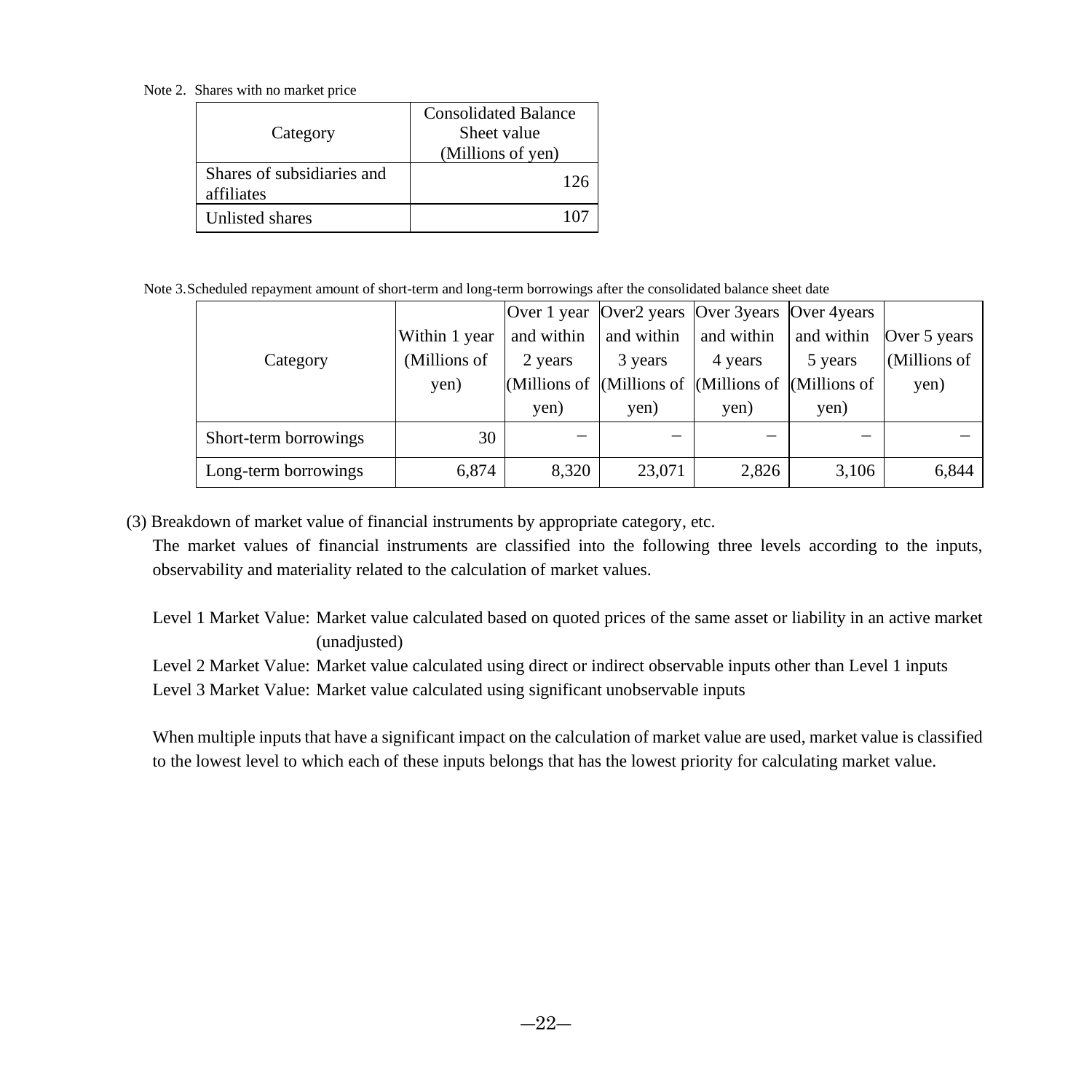Note 2. Shares with no market price

| Category | Consolidated Balance Sheet value (Millions of yen) |
|---|---|
| Shares of subsidiaries and affiliates | 126 |
| Unlisted shares | 107 |

Note 3.Scheduled repayment amount of short-term and long-term borrowings after the consolidated balance sheet date

| Category | Within 1 year (Millions of yen) | Over 1 year and within 2 years (Millions of yen) | Over2 years and within 3 years (Millions of yen) | Over 3years and within 4 years (Millions of yen) | Over 4years and within 5 years (Millions of yen) | Over 5 years (Millions of yen) |
|---|---|---|---|---|---|---|
| Short-term borrowings | 30 | – | – | – | – | – |
| Long-term borrowings | 6,874 | 8,320 | 23,071 | 2,826 | 3,106 | 6,844 |

(3) Breakdown of market value of financial instruments by appropriate category, etc.

The market values of financial instruments are classified into the following three levels according to the inputs, observability and materiality related to the calculation of market values.

Level 1 Market Value: Market value calculated based on quoted prices of the same asset or liability in an active market (unadjusted)

Level 2 Market Value: Market value calculated using direct or indirect observable inputs other than Level 1 inputs

Level 3 Market Value: Market value calculated using significant unobservable inputs

When multiple inputs that have a significant impact on the calculation of market value are used, market value is classified to the lowest level to which each of these inputs belongs that has the lowest priority for calculating market value.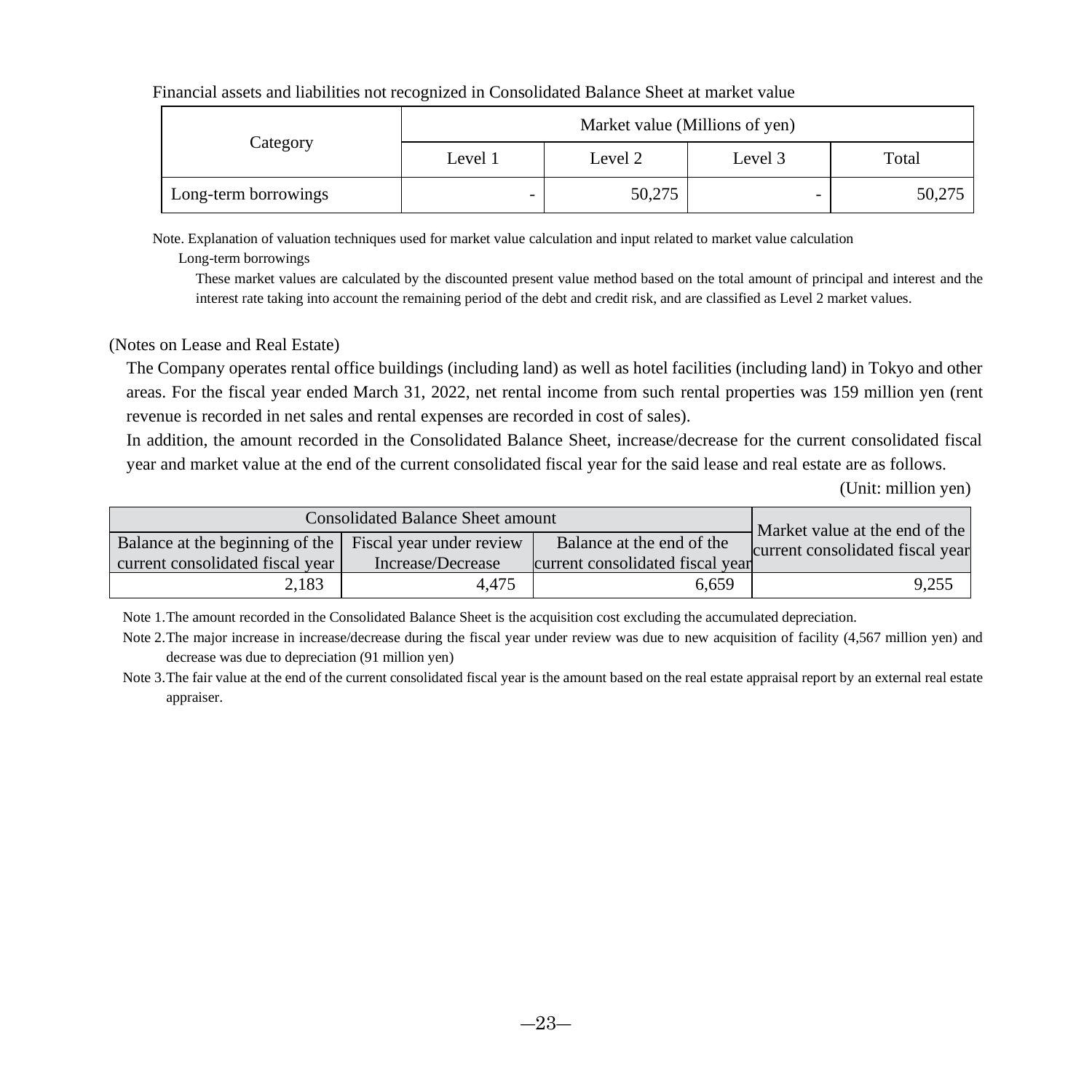Financial assets and liabilities not recognized in Consolidated Balance Sheet at market value

| Category | Market value (Millions of yen) | | | |
|---|---|---|---|---|
| | Level 1 | Level 2 | Level 3 | Total |
| Long-term borrowings | - | 50,275 | - | 50,275 |

Note. Explanation of valuation techniques used for market value calculation and input related to market value calculation

Long-term borrowings

These market values are calculated by the discounted present value method based on the total amount of principal and interest and the interest rate taking into account the remaining period of the debt and credit risk, and are classified as Level 2 market values.

(Notes on Lease and Real Estate)

The Company operates rental office buildings (including land) as well as hotel facilities (including land) in Tokyo and other areas. For the fiscal year ended March 31, 2022, net rental income from such rental properties was 159 million yen (rent revenue is recorded in net sales and rental expenses are recorded in cost of sales).

In addition, the amount recorded in the Consolidated Balance Sheet, increase/decrease for the current consolidated fiscal year and market value at the end of the current consolidated fiscal year for the said lease and real estate are as follows.

(Unit: million yen)

| Consolidated Balance Sheet amount | | | Market value at the end of the current consolidated fiscal year |
|---|---|---|---|
| Balance at the beginning of the current consolidated fiscal year | Fiscal year under review Increase/Decrease | Balance at the end of the current consolidated fiscal year | |
| 2,183 | 4,475 | 6,659 | 9,255 |

Note 1. The amount recorded in the Consolidated Balance Sheet is the acquisition cost excluding the accumulated depreciation.

Note 2. The major increase in increase/decrease during the fiscal year under review was due to new acquisition of facility (4,567 million yen) and decrease was due to depreciation (91 million yen)

Note 3. The fair value at the end of the current consolidated fiscal year is the amount based on the real estate appraisal report by an external real estate appraiser.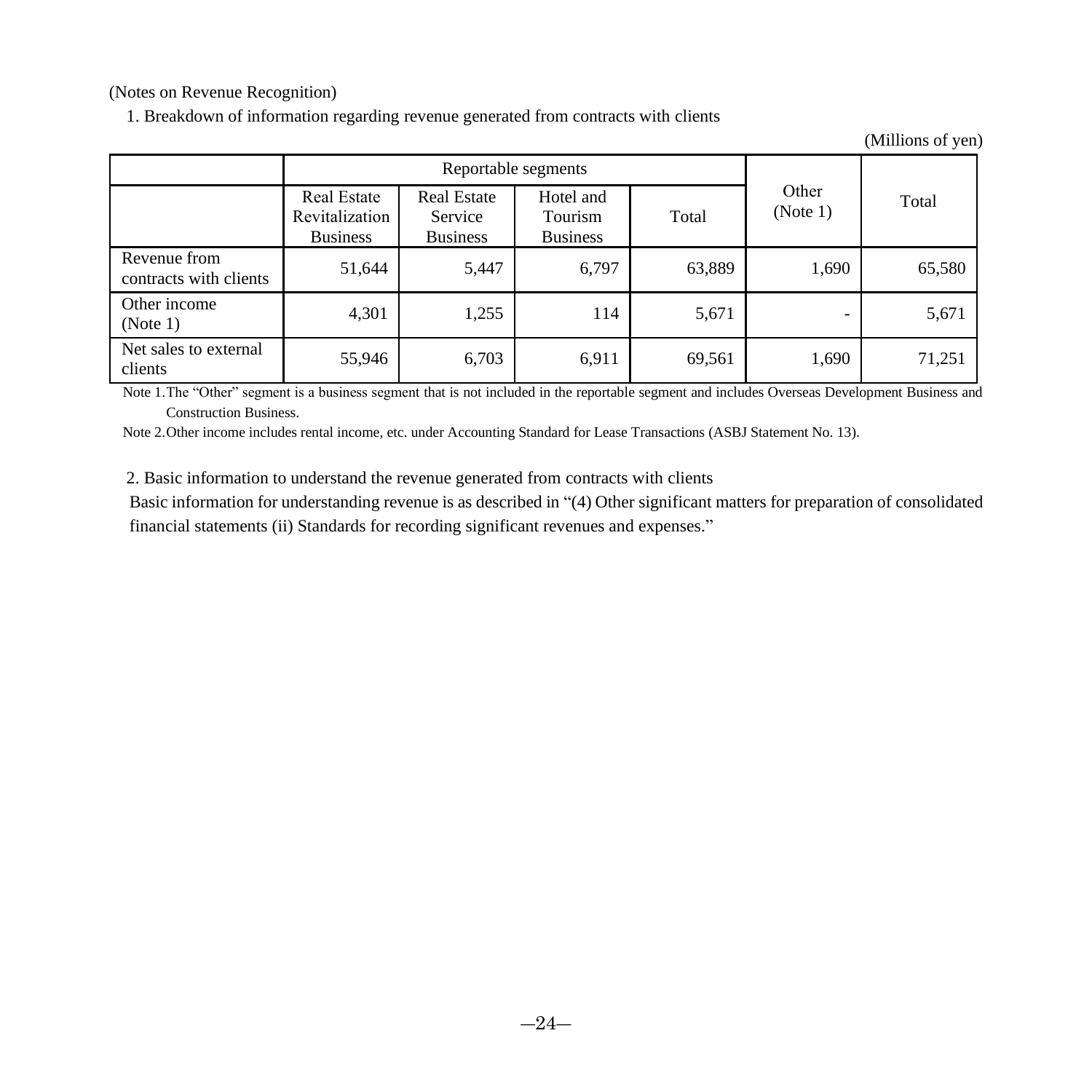(Notes on Revenue Recognition)

1. Breakdown of information regarding revenue generated from contracts with clients

(Millions of yen)

| | Reportable segments | | | | Other (Note 1) | Total |
|---|---|---|---|---|---|---|
| | Real Estate Revitalization Business | Real Estate Service Business | Hotel and Tourism Business | Total | | |
| Revenue from contracts with clients | 51,644 | 5,447 | 6,797 | 63,889 | 1,690 | 65,580 |
| Other income (Note 1) | 4,301 | 1,255 | 114 | 5,671 | - | 5,671 |
| Net sales to external clients | 55,946 | 6,703 | 6,911 | 69,561 | 1,690 | 71,251 |

Note 1. The "Other" segment is a business segment that is not included in the reportable segment and includes Overseas Development Business and Construction Business.

Note 2. Other income includes rental income, etc. under Accounting Standard for Lease Transactions (ASBJ Statement No. 13).

2. Basic information to understand the revenue generated from contracts with clients

Basic information for understanding revenue is as described in "(4) Other significant matters for preparation of consolidated financial statements (ii) Standards for recording significant revenues and expenses."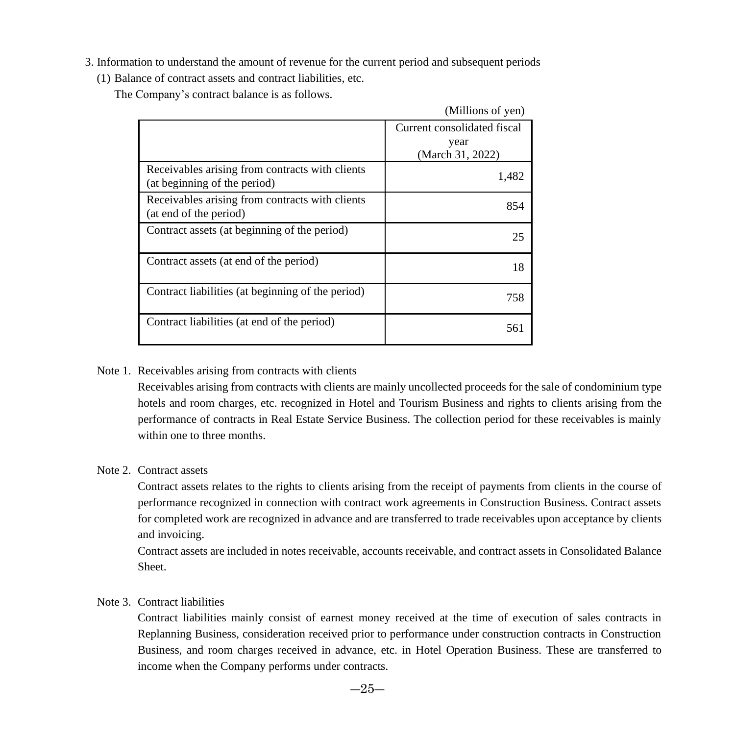3. Information to understand the amount of revenue for the current period and subsequent periods

(1) Balance of contract assets and contract liabilities, etc.

The Company's contract balance is as follows.

(Millions of yen)

| | Current consolidated fiscal year (March 31, 2022) |
|---|---|
| Receivables arising from contracts with clients (at beginning of the period) | 1,482 |
| Receivables arising from contracts with clients (at end of the period) | 854 |
| Contract assets (at beginning of the period) | 25 |
| Contract assets (at end of the period) | 18 |
| Contract liabilities (at beginning of the period) | 758 |
| Contract liabilities (at end of the period) | 561 |

Note 1. Receivables arising from contracts with clients

Receivables arising from contracts with clients are mainly uncollected proceeds for the sale of condominium type hotels and room charges, etc. recognized in Hotel and Tourism Business and rights to clients arising from the performance of contracts in Real Estate Service Business. The collection period for these receivables is mainly within one to three months.

Note 2. Contract assets

Contract assets relates to the rights to clients arising from the receipt of payments from clients in the course of performance recognized in connection with contract work agreements in Construction Business. Contract assets for completed work are recognized in advance and are transferred to trade receivables upon acceptance by clients and invoicing.

Contract assets are included in notes receivable, accounts receivable, and contract assets in Consolidated Balance Sheet.

Note 3. Contract liabilities

Contract liabilities mainly consist of earnest money received at the time of execution of sales contracts in Replanning Business, consideration received prior to performance under construction contracts in Construction Business, and room charges received in advance, etc. in Hotel Operation Business. These are transferred to income when the Company performs under contracts.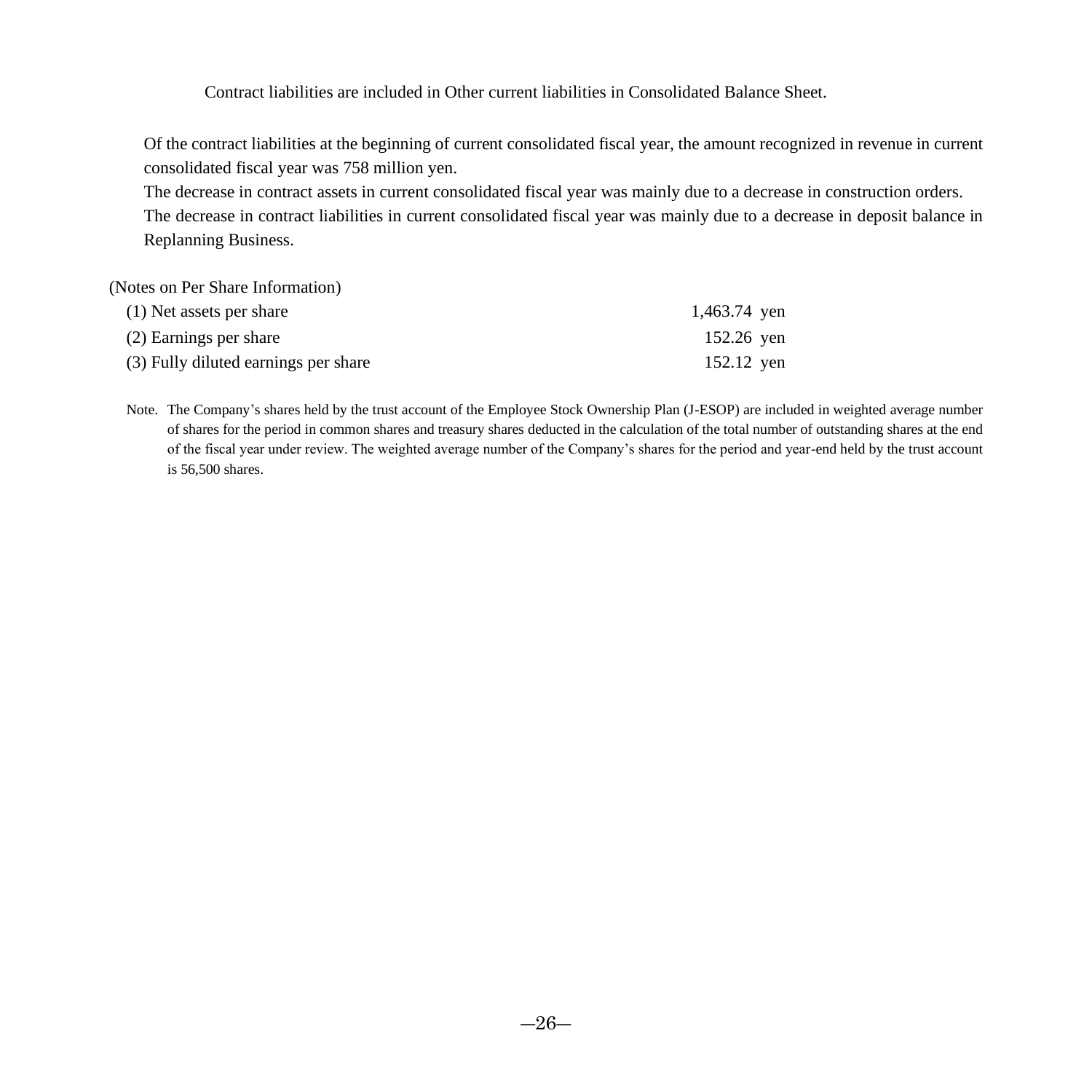Contract liabilities are included in Other current liabilities in Consolidated Balance Sheet.

Of the contract liabilities at the beginning of current consolidated fiscal year, the amount recognized in revenue in current consolidated fiscal year was 758 million yen.

The decrease in contract assets in current consolidated fiscal year was mainly due to a decrease in construction orders.

The decrease in contract liabilities in current consolidated fiscal year was mainly due to a decrease in deposit balance in Replanning Business.

(Notes on Per Share Information)

| | |
|---|---|
| (1) Net assets per share | 1,463.74 yen |
| (2) Earnings per share | 152.26 yen |
| (3) Fully diluted earnings per share | 152.12 yen |

Note. The Company's shares held by the trust account of the Employee Stock Ownership Plan (J-ESOP) are included in weighted average number of shares for the period in common shares and treasury shares deducted in the calculation of the total number of outstanding shares at the end of the fiscal year under review. The weighted average number of the Company's shares for the period and year-end held by the trust account is 56,500 shares.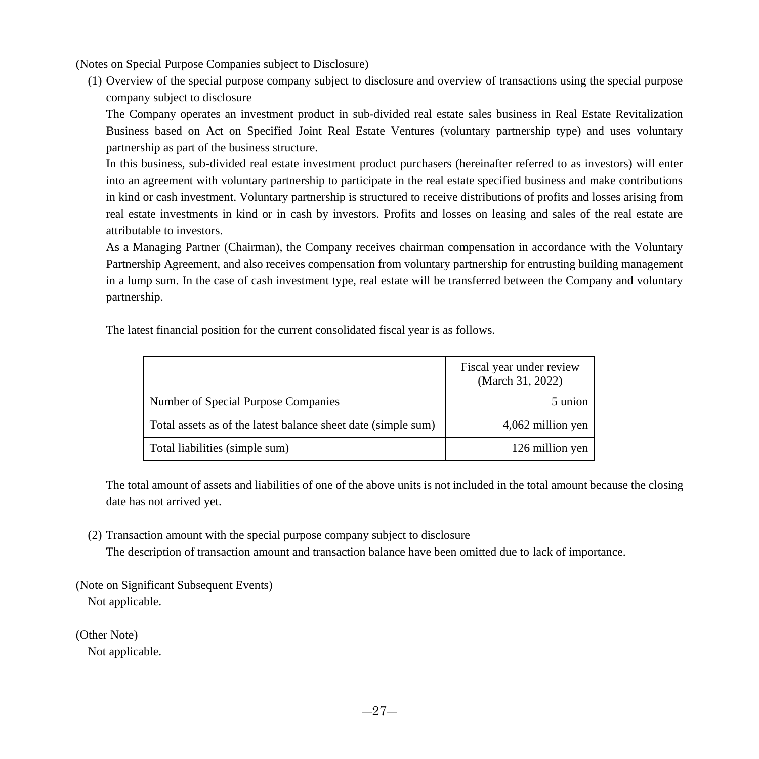(Notes on Special Purpose Companies subject to Disclosure)

(1) Overview of the special purpose company subject to disclosure and overview of transactions using the special purpose company subject to disclosure

The Company operates an investment product in sub-divided real estate sales business in Real Estate Revitalization Business based on Act on Specified Joint Real Estate Ventures (voluntary partnership type) and uses voluntary partnership as part of the business structure.

In this business, sub-divided real estate investment product purchasers (hereinafter referred to as investors) will enter into an agreement with voluntary partnership to participate in the real estate specified business and make contributions in kind or cash investment. Voluntary partnership is structured to receive distributions of profits and losses arising from real estate investments in kind or in cash by investors. Profits and losses on leasing and sales of the real estate are attributable to investors.

As a Managing Partner (Chairman), the Company receives chairman compensation in accordance with the Voluntary Partnership Agreement, and also receives compensation from voluntary partnership for entrusting building management in a lump sum. In the case of cash investment type, real estate will be transferred between the Company and voluntary partnership.

The latest financial position for the current consolidated fiscal year is as follows.

| | Fiscal year under review (March 31, 2022) |
|---|---|
| Number of Special Purpose Companies | 5 union |
| Total assets as of the latest balance sheet date (simple sum) | 4,062 million yen |
| Total liabilities (simple sum) | 126 million yen |

The total amount of assets and liabilities of one of the above units is not included in the total amount because the closing date has not arrived yet.

(2) Transaction amount with the special purpose company subject to disclosure

The description of transaction amount and transaction balance have been omitted due to lack of importance.

(Note on Significant Subsequent Events)

Not applicable.

(Other Note)

Not applicable.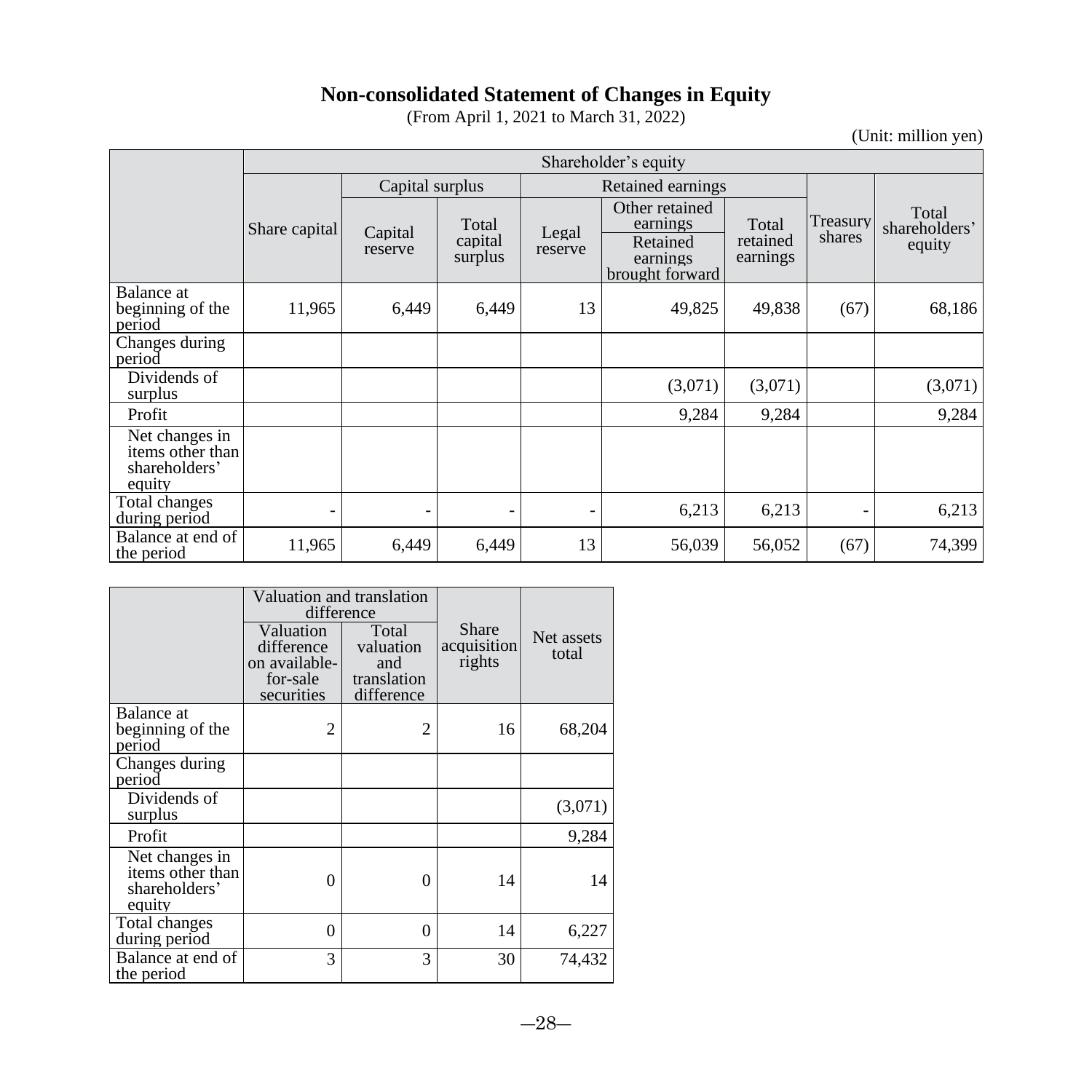# Non-consolidated Statement of Changes in Equity

(From April 1, 2021 to March 31, 2022)

(Unit: million yen)

| | Shareholder's equity | | | | | | | |
|---|---|---|---|---|---|---|---|---|
| | Share capital | Capital surplus | | Retained earnings | | | Treasury shares | Total shareholders' equity |
| | | Capital reserve | Total capital surplus | Legal reserve | Other retained earnings | Total retained earnings | | |
| | | | | | Retained earnings brought forward | | | |
| Balance at beginning of the period | 11,965 | 6,449 | 6,449 | 13 | 49,825 | 49,838 | (67) | 68,186 |
| Changes during period | | | | | | | | |
| Dividends of surplus | | | | | (3,071) | (3,071) | | (3,071) |
| Profit | | | | | 9,284 | 9,284 | | 9,284 |
| Net changes in items other than shareholders' equity | | | | | | | | |
| Total changes during period | - | - | - | - | 6,213 | 6,213 | - | 6,213 |
| Balance at end of the period | 11,965 | 6,449 | 6,449 | 13 | 56,039 | 56,052 | (67) | 74,399 |

| | Valuation and translation difference | | Share acquisition rights | Net assets total |
|---|---|---|---|---|
| | Valuation difference on available-for-sale securities | Total valuation and translation difference | | |
| Balance at beginning of the period | 2 | 2 | 16 | 68,204 |
| Changes during period | | | | |
| Dividends of surplus | | | | (3,071) |
| Profit | | | | 9,284 |
| Net changes in items other than shareholders' equity | 0 | 0 | 14 | 14 |
| Total changes during period | 0 | 0 | 14 | 6,227 |
| Balance at end of the period | 3 | 3 | 30 | 74,432 |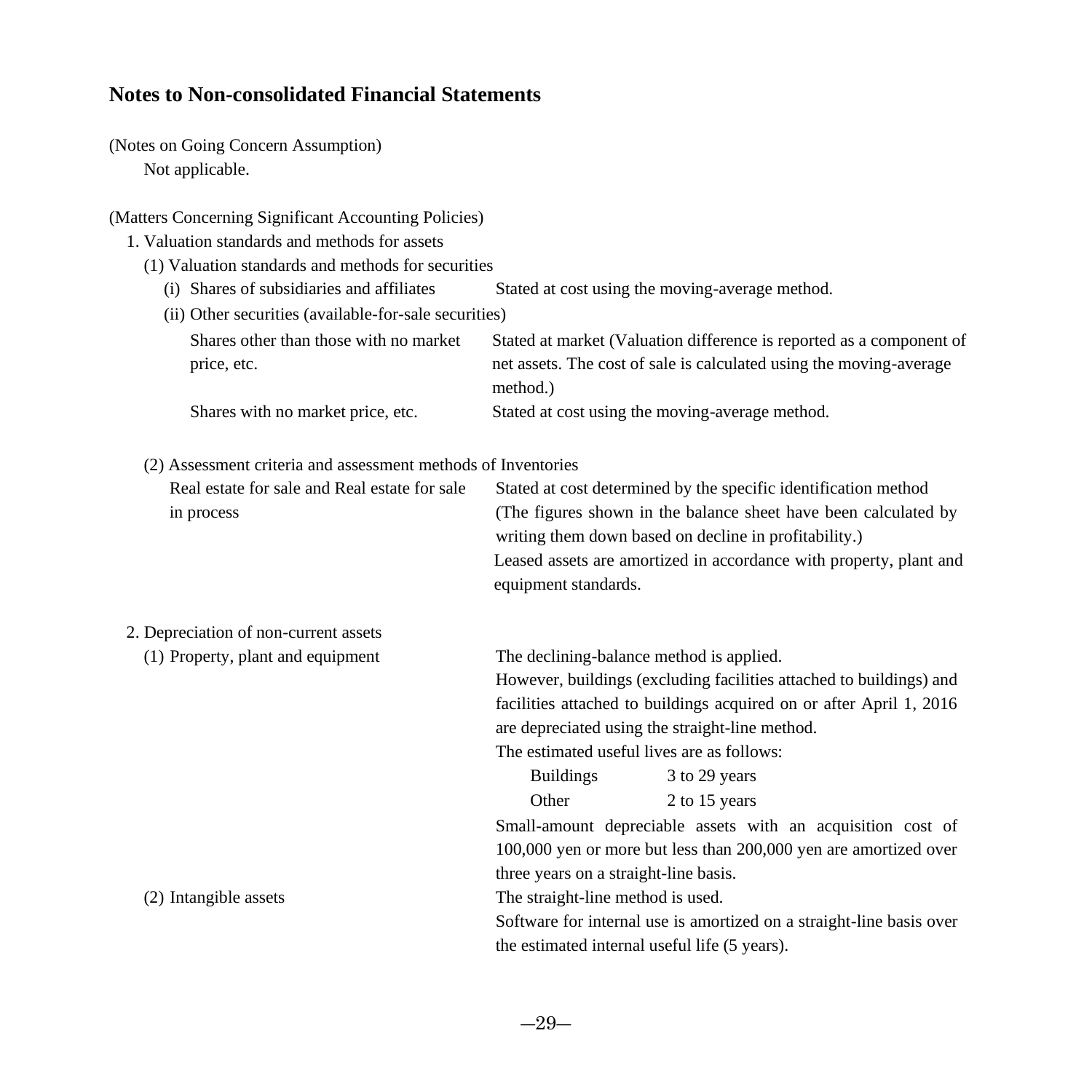## Notes to Non-consolidated Financial Statements

(Notes on Going Concern Assumption)

Not applicable.

(Matters Concerning Significant Accounting Policies)

1. Valuation standards and methods for assets

(1) Valuation standards and methods for securities

| | |
|---|---|
| (i) Shares of subsidiaries and affiliates | Stated at cost using the moving-average method. |
| (ii) Other securities (available-for-sale securities) | |
| Shares other than those with no market price, etc. | Stated at market (Valuation difference is reported as a component of net assets. The cost of sale is calculated using the moving-average method.) |
| Shares with no market price, etc. | Stated at cost using the moving-average method. |

(2) Assessment criteria and assessment methods of Inventories

| | |
|---|---|
| Real estate for sale and Real estate for sale in process | Stated at cost determined by the specific identification method (The figures shown in the balance sheet have been calculated by writing them down based on decline in profitability.) Leased assets are amortized in accordance with property, plant and equipment standards. |

2. Depreciation of non-current assets

(1) Property, plant and equipment

The declining-balance method is applied.
However, buildings (excluding facilities attached to buildings) and facilities attached to buildings acquired on or after April 1, 2016 are depreciated using the straight-line method.
The estimated useful lives are as follows:

| | |
|---|---|
| Buildings | 3 to 29 years |
| Other | 2 to 15 years |

Small-amount depreciable assets with an acquisition cost of 100,000 yen or more but less than 200,000 yen are amortized over three years on a straight-line basis.

(2) Intangible assets

The straight-line method is used.
Software for internal use is amortized on a straight-line basis over the estimated internal useful life (5 years).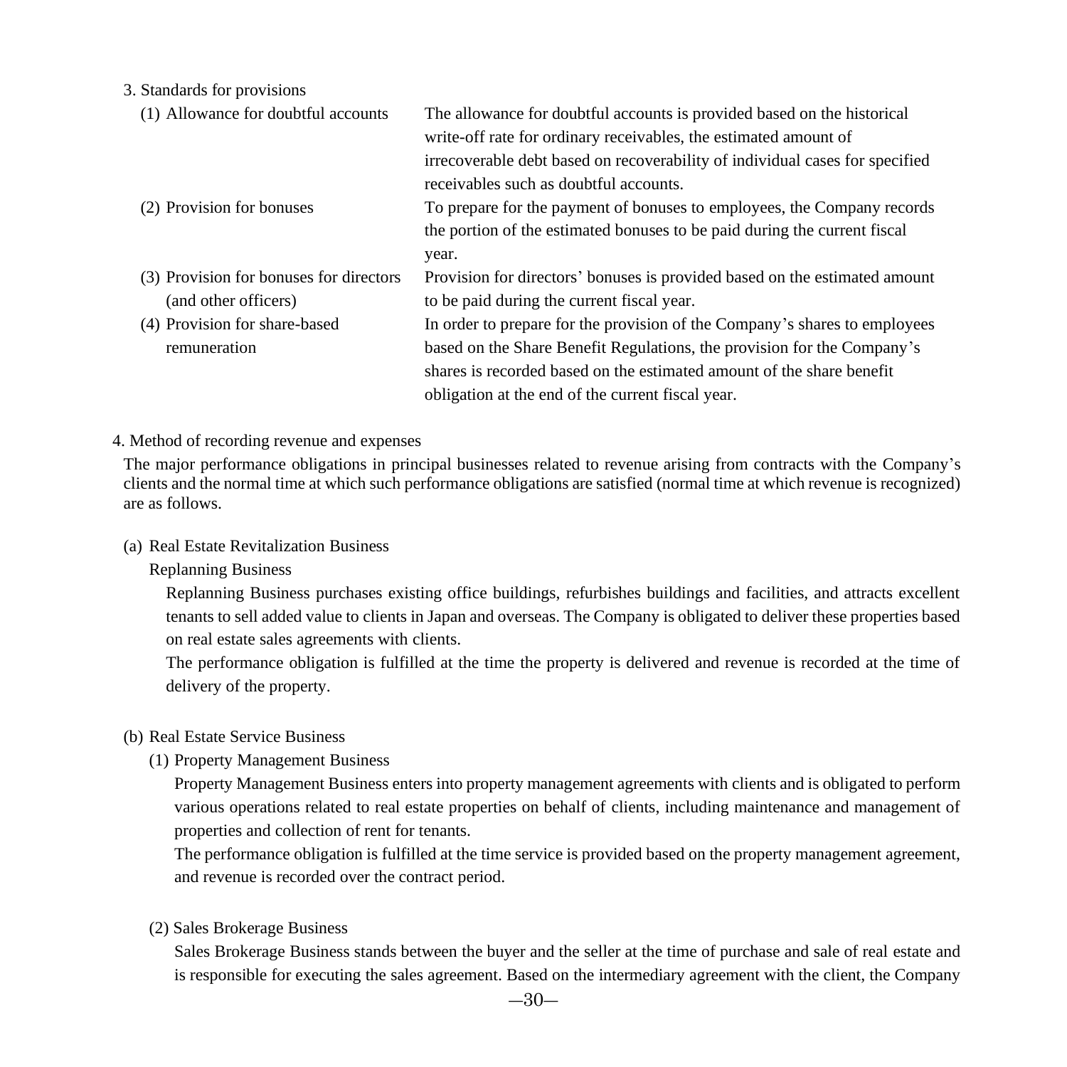3. Standards for provisions

| | |
|---|---|
| (1) Allowance for doubtful accounts | The allowance for doubtful accounts is provided based on the historical write-off rate for ordinary receivables, the estimated amount of irrecoverable debt based on recoverability of individual cases for specified receivables such as doubtful accounts. |
| (2) Provision for bonuses | To prepare for the payment of bonuses to employees, the Company records the portion of the estimated bonuses to be paid during the current fiscal year. |
| (3) Provision for bonuses for directors (and other officers) | Provision for directors' bonuses is provided based on the estimated amount to be paid during the current fiscal year. |
| (4) Provision for share-based remuneration | In order to prepare for the provision of the Company's shares to employees based on the Share Benefit Regulations, the provision for the Company's shares is recorded based on the estimated amount of the share benefit obligation at the end of the current fiscal year. |

4. Method of recording revenue and expenses

The major performance obligations in principal businesses related to revenue arising from contracts with the Company's clients and the normal time at which such performance obligations are satisfied (normal time at which revenue is recognized) are as follows.

(a) Real Estate Revitalization Business

Replanning Business

Replanning Business purchases existing office buildings, refurbishes buildings and facilities, and attracts excellent tenants to sell added value to clients in Japan and overseas. The Company is obligated to deliver these properties based on real estate sales agreements with clients.

The performance obligation is fulfilled at the time the property is delivered and revenue is recorded at the time of delivery of the property.

(b) Real Estate Service Business

(1) Property Management Business

Property Management Business enters into property management agreements with clients and is obligated to perform various operations related to real estate properties on behalf of clients, including maintenance and management of properties and collection of rent for tenants.

The performance obligation is fulfilled at the time service is provided based on the property management agreement, and revenue is recorded over the contract period.

(2) Sales Brokerage Business

Sales Brokerage Business stands between the buyer and the seller at the time of purchase and sale of real estate and is responsible for executing the sales agreement. Based on the intermediary agreement with the client, the Company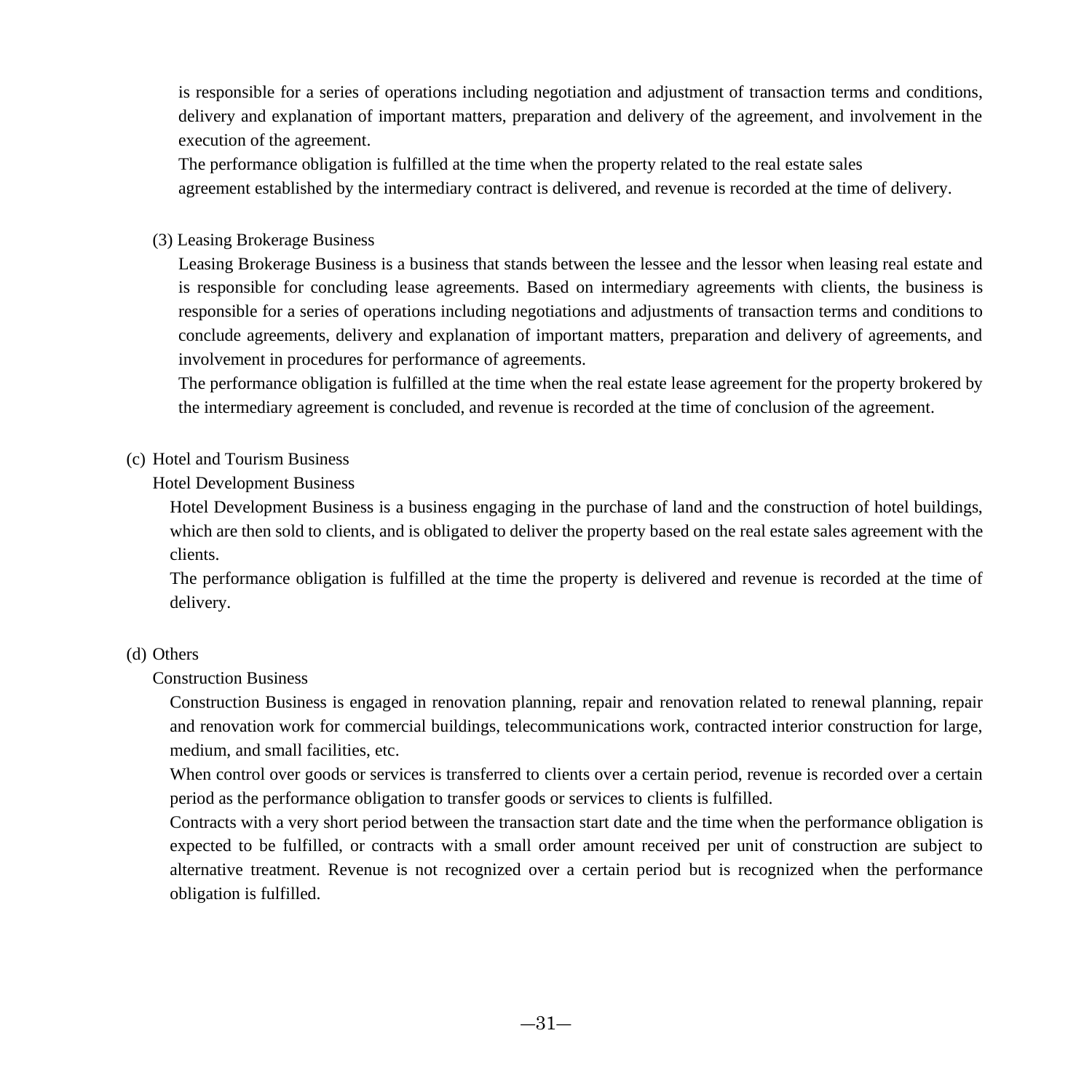is responsible for a series of operations including negotiation and adjustment of transaction terms and conditions, delivery and explanation of important matters, preparation and delivery of the agreement, and involvement in the execution of the agreement.

The performance obligation is fulfilled at the time when the property related to the real estate sales agreement established by the intermediary contract is delivered, and revenue is recorded at the time of delivery.

(3) Leasing Brokerage Business

Leasing Brokerage Business is a business that stands between the lessee and the lessor when leasing real estate and is responsible for concluding lease agreements. Based on intermediary agreements with clients, the business is responsible for a series of operations including negotiations and adjustments of transaction terms and conditions to conclude agreements, delivery and explanation of important matters, preparation and delivery of agreements, and involvement in procedures for performance of agreements.

The performance obligation is fulfilled at the time when the real estate lease agreement for the property brokered by the intermediary agreement is concluded, and revenue is recorded at the time of conclusion of the agreement.

(c) Hotel and Tourism Business

Hotel Development Business

Hotel Development Business is a business engaging in the purchase of land and the construction of hotel buildings, which are then sold to clients, and is obligated to deliver the property based on the real estate sales agreement with the clients.

The performance obligation is fulfilled at the time the property is delivered and revenue is recorded at the time of delivery.

(d) Others

Construction Business

Construction Business is engaged in renovation planning, repair and renovation related to renewal planning, repair and renovation work for commercial buildings, telecommunications work, contracted interior construction for large, medium, and small facilities, etc.

When control over goods or services is transferred to clients over a certain period, revenue is recorded over a certain period as the performance obligation to transfer goods or services to clients is fulfilled.

Contracts with a very short period between the transaction start date and the time when the performance obligation is expected to be fulfilled, or contracts with a small order amount received per unit of construction are subject to alternative treatment. Revenue is not recognized over a certain period but is recognized when the performance obligation is fulfilled.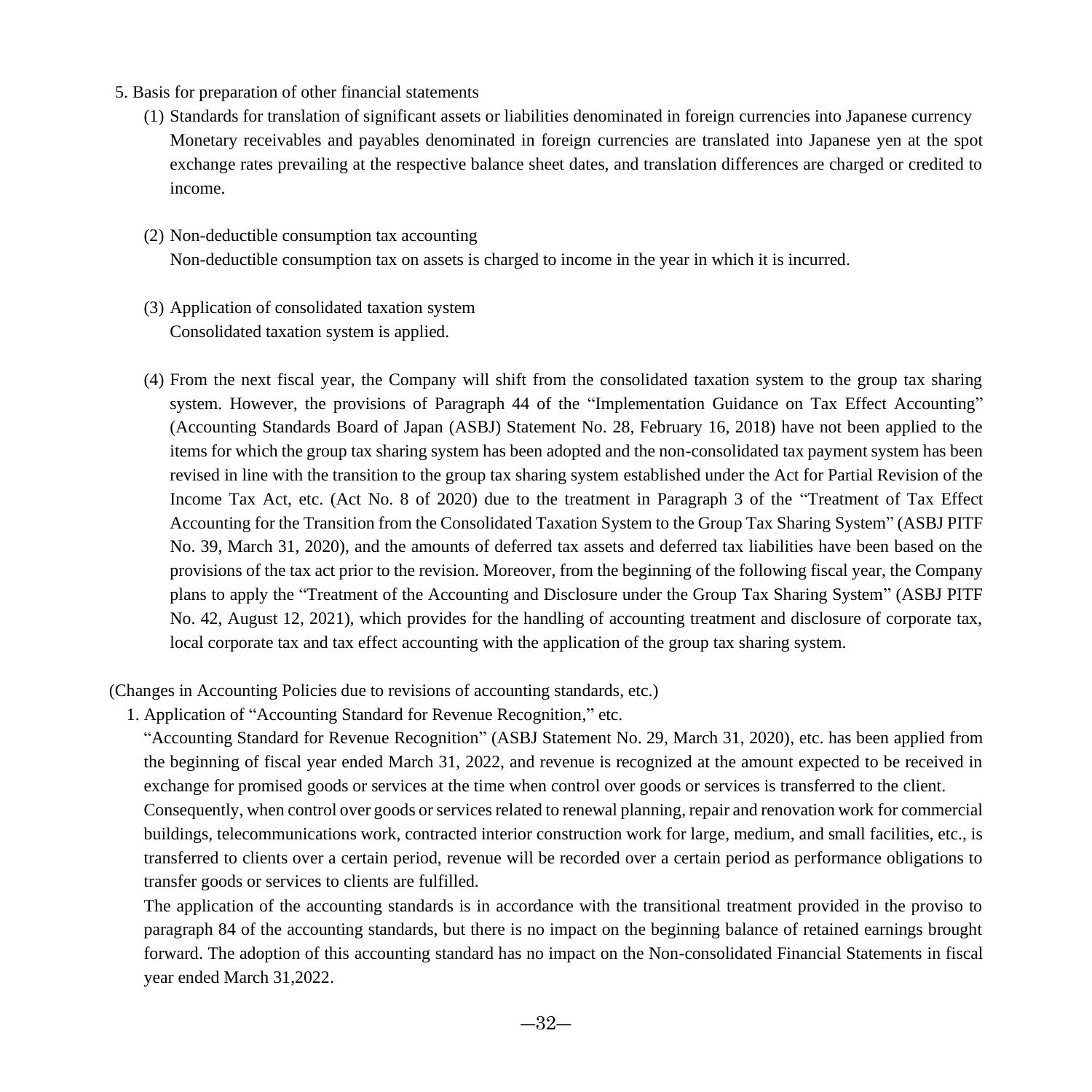5. Basis for preparation of other financial statements

(1) Standards for translation of significant assets or liabilities denominated in foreign currencies into Japanese currency

Monetary receivables and payables denominated in foreign currencies are translated into Japanese yen at the spot exchange rates prevailing at the respective balance sheet dates, and translation differences are charged or credited to income.

(2) Non-deductible consumption tax accounting

Non-deductible consumption tax on assets is charged to income in the year in which it is incurred.

(3) Application of consolidated taxation system

Consolidated taxation system is applied.

(4) From the next fiscal year, the Company will shift from the consolidated taxation system to the group tax sharing system. However, the provisions of Paragraph 44 of the "Implementation Guidance on Tax Effect Accounting" (Accounting Standards Board of Japan (ASBJ) Statement No. 28, February 16, 2018) have not been applied to the items for which the group tax sharing system has been adopted and the non-consolidated tax payment system has been revised in line with the transition to the group tax sharing system established under the Act for Partial Revision of the Income Tax Act, etc. (Act No. 8 of 2020) due to the treatment in Paragraph 3 of the "Treatment of Tax Effect Accounting for the Transition from the Consolidated Taxation System to the Group Tax Sharing System" (ASBJ PITF No. 39, March 31, 2020), and the amounts of deferred tax assets and deferred tax liabilities have been based on the provisions of the tax act prior to the revision. Moreover, from the beginning of the following fiscal year, the Company plans to apply the "Treatment of the Accounting and Disclosure under the Group Tax Sharing System" (ASBJ PITF No. 42, August 12, 2021), which provides for the handling of accounting treatment and disclosure of corporate tax, local corporate tax and tax effect accounting with the application of the group tax sharing system.

(Changes in Accounting Policies due to revisions of accounting standards, etc.)

1. Application of "Accounting Standard for Revenue Recognition," etc.

"Accounting Standard for Revenue Recognition" (ASBJ Statement No. 29, March 31, 2020), etc. has been applied from the beginning of fiscal year ended March 31, 2022, and revenue is recognized at the amount expected to be received in exchange for promised goods or services at the time when control over goods or services is transferred to the client.

Consequently, when control over goods or services related to renewal planning, repair and renovation work for commercial buildings, telecommunications work, contracted interior construction work for large, medium, and small facilities, etc., is transferred to clients over a certain period, revenue will be recorded over a certain period as performance obligations to transfer goods or services to clients are fulfilled.

The application of the accounting standards is in accordance with the transitional treatment provided in the proviso to paragraph 84 of the accounting standards, but there is no impact on the beginning balance of retained earnings brought forward. The adoption of this accounting standard has no impact on the Non-consolidated Financial Statements in fiscal year ended March 31,2022.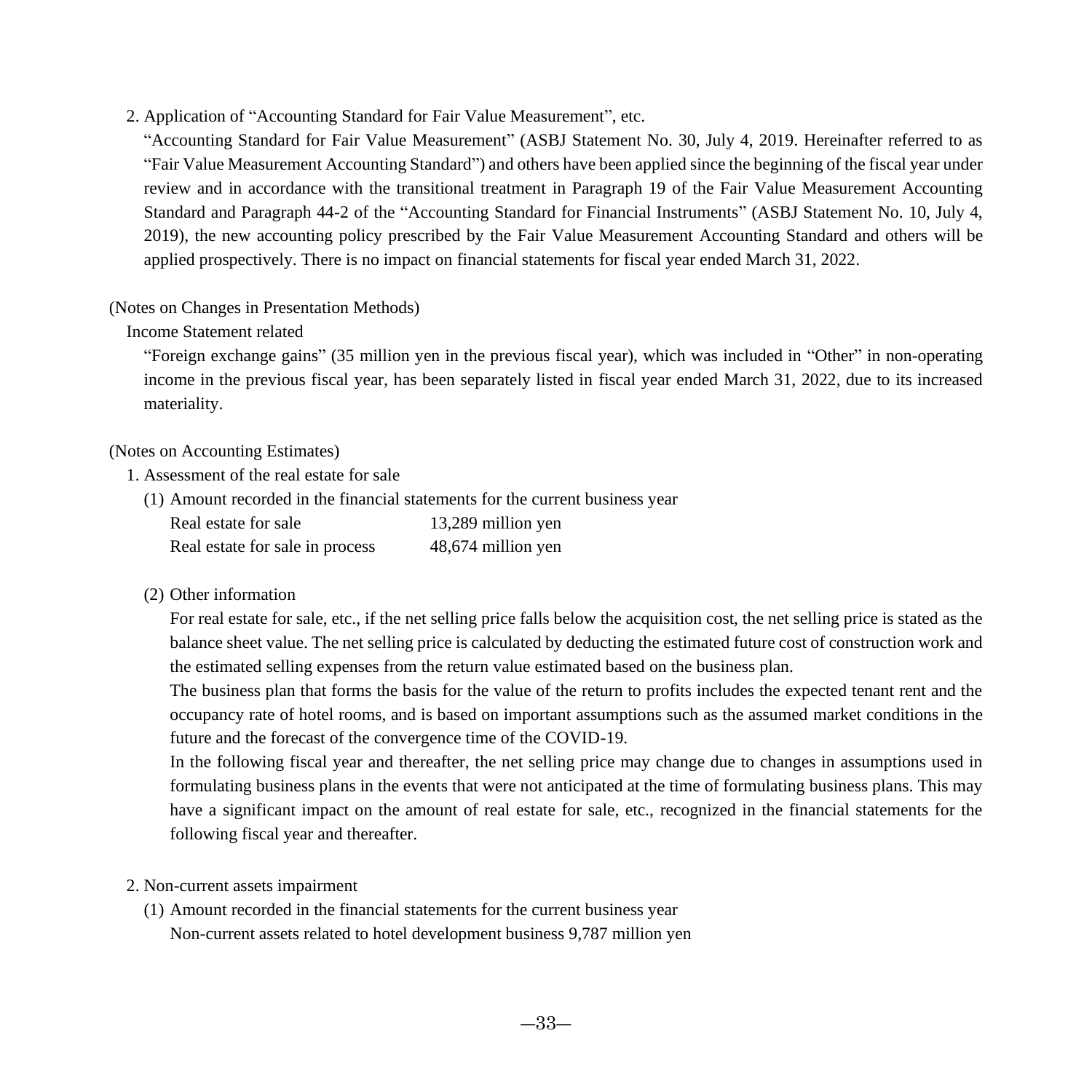2. Application of “Accounting Standard for Fair Value Measurement”, etc.

“Accounting Standard for Fair Value Measurement” (ASBJ Statement No. 30, July 4, 2019. Hereinafter referred to as “Fair Value Measurement Accounting Standard”) and others have been applied since the beginning of the fiscal year under review and in accordance with the transitional treatment in Paragraph 19 of the Fair Value Measurement Accounting Standard and Paragraph 44-2 of the “Accounting Standard for Financial Instruments” (ASBJ Statement No. 10, July 4, 2019), the new accounting policy prescribed by the Fair Value Measurement Accounting Standard and others will be applied prospectively. There is no impact on financial statements for fiscal year ended March 31, 2022.

(Notes on Changes in Presentation Methods)

Income Statement related

“Foreign exchange gains” (35 million yen in the previous fiscal year), which was included in “Other” in non-operating income in the previous fiscal year, has been separately listed in fiscal year ended March 31, 2022, due to its increased materiality.

(Notes on Accounting Estimates)

1. Assessment of the real estate for sale

(1) Amount recorded in the financial statements for the current business year

| | |
|---|---|
| Real estate for sale | 13,289 million yen |
| Real estate for sale in process | 48,674 million yen |

(2) Other information

For real estate for sale, etc., if the net selling price falls below the acquisition cost, the net selling price is stated as the balance sheet value. The net selling price is calculated by deducting the estimated future cost of construction work and the estimated selling expenses from the return value estimated based on the business plan.

The business plan that forms the basis for the value of the return to profits includes the expected tenant rent and the occupancy rate of hotel rooms, and is based on important assumptions such as the assumed market conditions in the future and the forecast of the convergence time of the COVID-19.

In the following fiscal year and thereafter, the net selling price may change due to changes in assumptions used in formulating business plans in the events that were not anticipated at the time of formulating business plans. This may have a significant impact on the amount of real estate for sale, etc., recognized in the financial statements for the following fiscal year and thereafter.

2. Non-current assets impairment

(1) Amount recorded in the financial statements for the current business year

Non-current assets related to hotel development business 9,787 million yen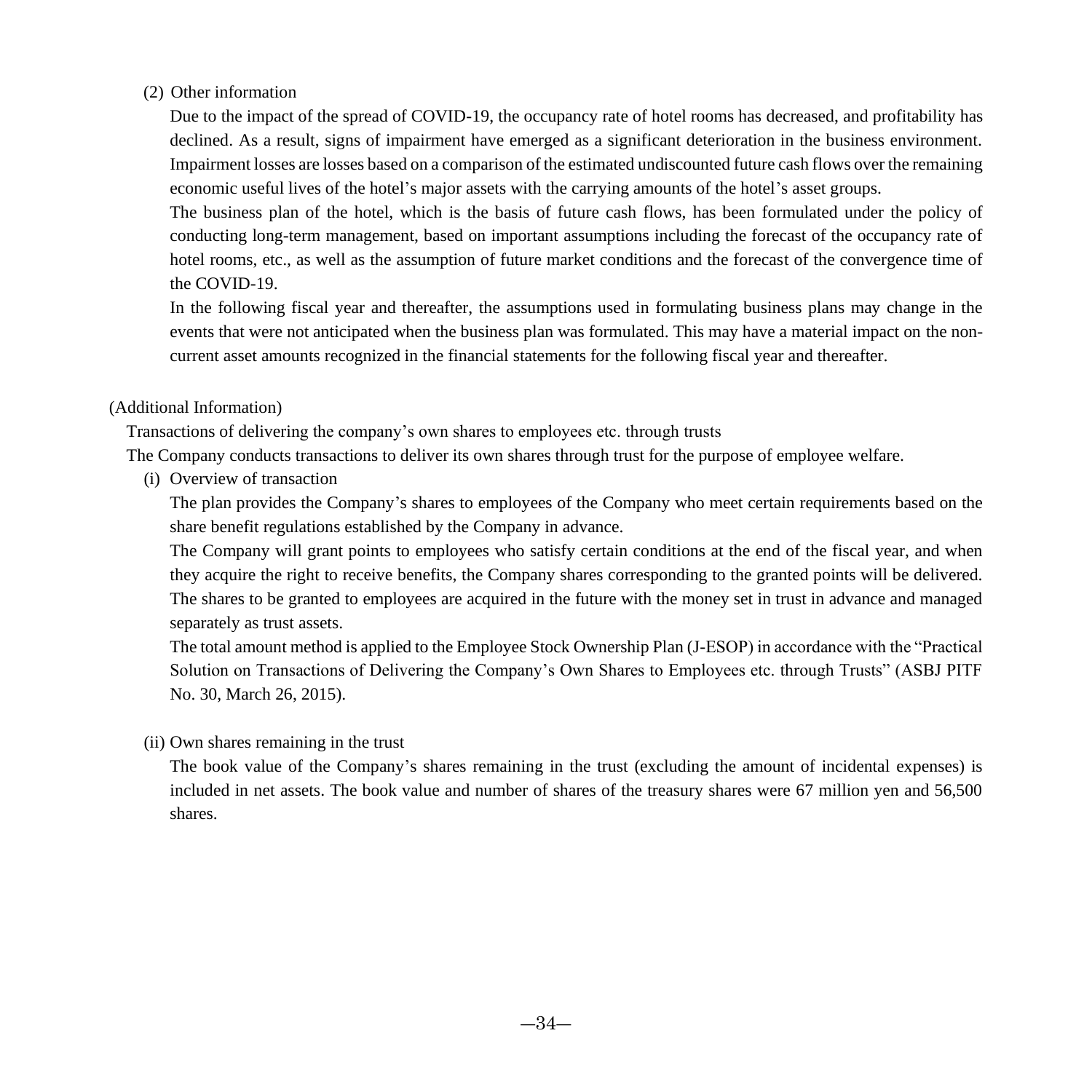(2) Other information

Due to the impact of the spread of COVID-19, the occupancy rate of hotel rooms has decreased, and profitability has declined. As a result, signs of impairment have emerged as a significant deterioration in the business environment. Impairment losses are losses based on a comparison of the estimated undiscounted future cash flows over the remaining economic useful lives of the hotel's major assets with the carrying amounts of the hotel's asset groups.

The business plan of the hotel, which is the basis of future cash flows, has been formulated under the policy of conducting long-term management, based on important assumptions including the forecast of the occupancy rate of hotel rooms, etc., as well as the assumption of future market conditions and the forecast of the convergence time of the COVID-19.

In the following fiscal year and thereafter, the assumptions used in formulating business plans may change in the events that were not anticipated when the business plan was formulated. This may have a material impact on the non-current asset amounts recognized in the financial statements for the following fiscal year and thereafter.

(Additional Information)

Transactions of delivering the company's own shares to employees etc. through trusts

The Company conducts transactions to deliver its own shares through trust for the purpose of employee welfare.

(i) Overview of transaction

The plan provides the Company's shares to employees of the Company who meet certain requirements based on the share benefit regulations established by the Company in advance.

The Company will grant points to employees who satisfy certain conditions at the end of the fiscal year, and when they acquire the right to receive benefits, the Company shares corresponding to the granted points will be delivered. The shares to be granted to employees are acquired in the future with the money set in trust in advance and managed separately as trust assets.

The total amount method is applied to the Employee Stock Ownership Plan (J-ESOP) in accordance with the "Practical Solution on Transactions of Delivering the Company's Own Shares to Employees etc. through Trusts" (ASBJ PITF No. 30, March 26, 2015).

(ii) Own shares remaining in the trust

The book value of the Company's shares remaining in the trust (excluding the amount of incidental expenses) is included in net assets. The book value and number of shares of the treasury shares were 67 million yen and 56,500 shares.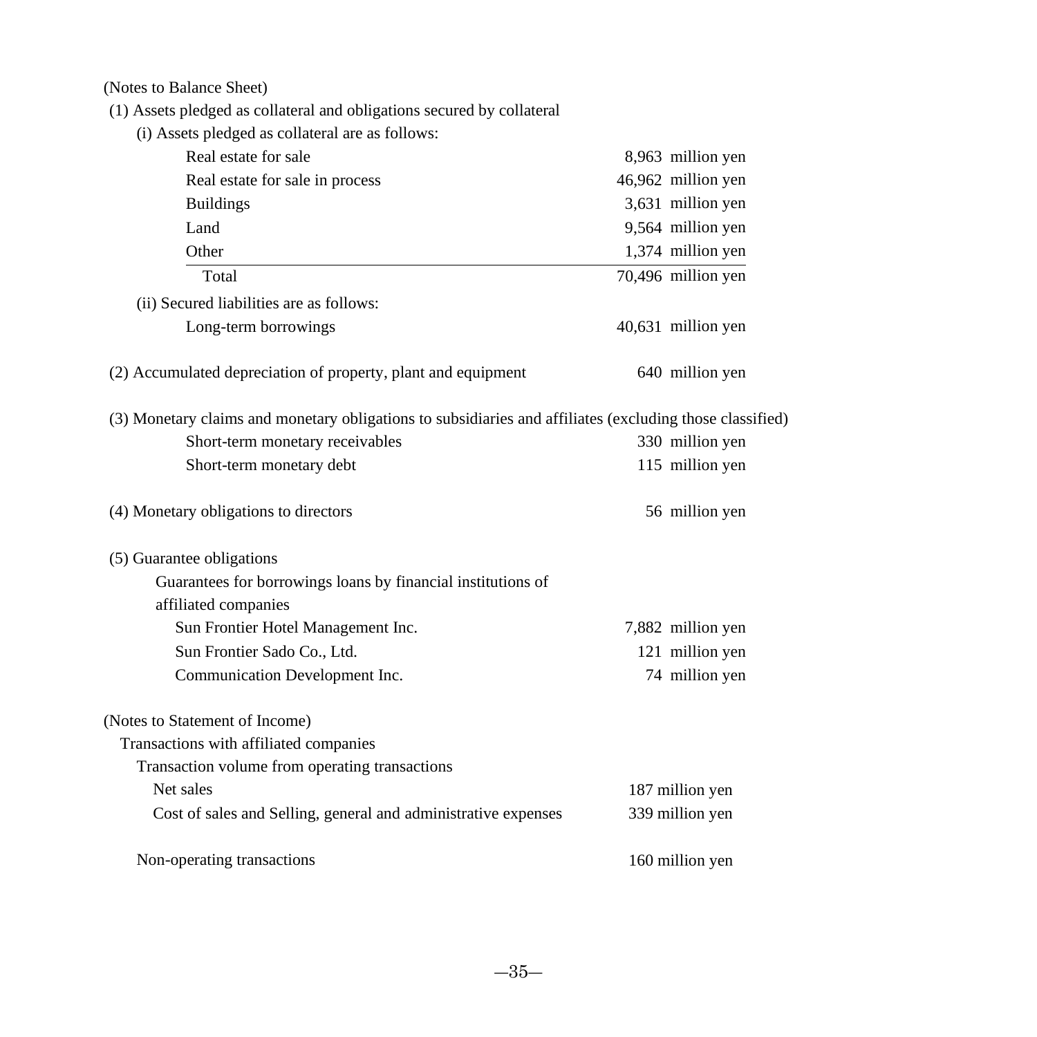(Notes to Balance Sheet)

(1) Assets pledged as collateral and obligations secured by collateral

(i) Assets pledged as collateral are as follows:

| | |
|---|---|
| Real estate for sale | 8,963 million yen |
| Real estate for sale in process | 46,962 million yen |
| Buildings | 3,631 million yen |
| Land | 9,564 million yen |
| Other | 1,374 million yen |
| Total | 70,496 million yen |

(ii) Secured liabilities are as follows:

| | |
|---|---|
| Long-term borrowings | 40,631 million yen |

(2) Accumulated depreciation of property, plant and equipment 640 million yen

(3) Monetary claims and monetary obligations to subsidiaries and affiliates (excluding those classified)

| | |
|---|---|
| Short-term monetary receivables | 330 million yen |
| Short-term monetary debt | 115 million yen |

(4) Monetary obligations to directors 56 million yen

(5) Guarantee obligations

Guarantees for borrowings loans by financial institutions of affiliated companies

| | |
|---|---|
| Sun Frontier Hotel Management Inc. | 7,882 million yen |
| Sun Frontier Sado Co., Ltd. | 121 million yen |
| Communication Development Inc. | 74 million yen |

(Notes to Statement of Income)

Transactions with affiliated companies

Transaction volume from operating transactions

| | |
|---|---|
| Net sales | 187 million yen |
| Cost of sales and Selling, general and administrative expenses | 339 million yen |

Non-operating transactions 160 million yen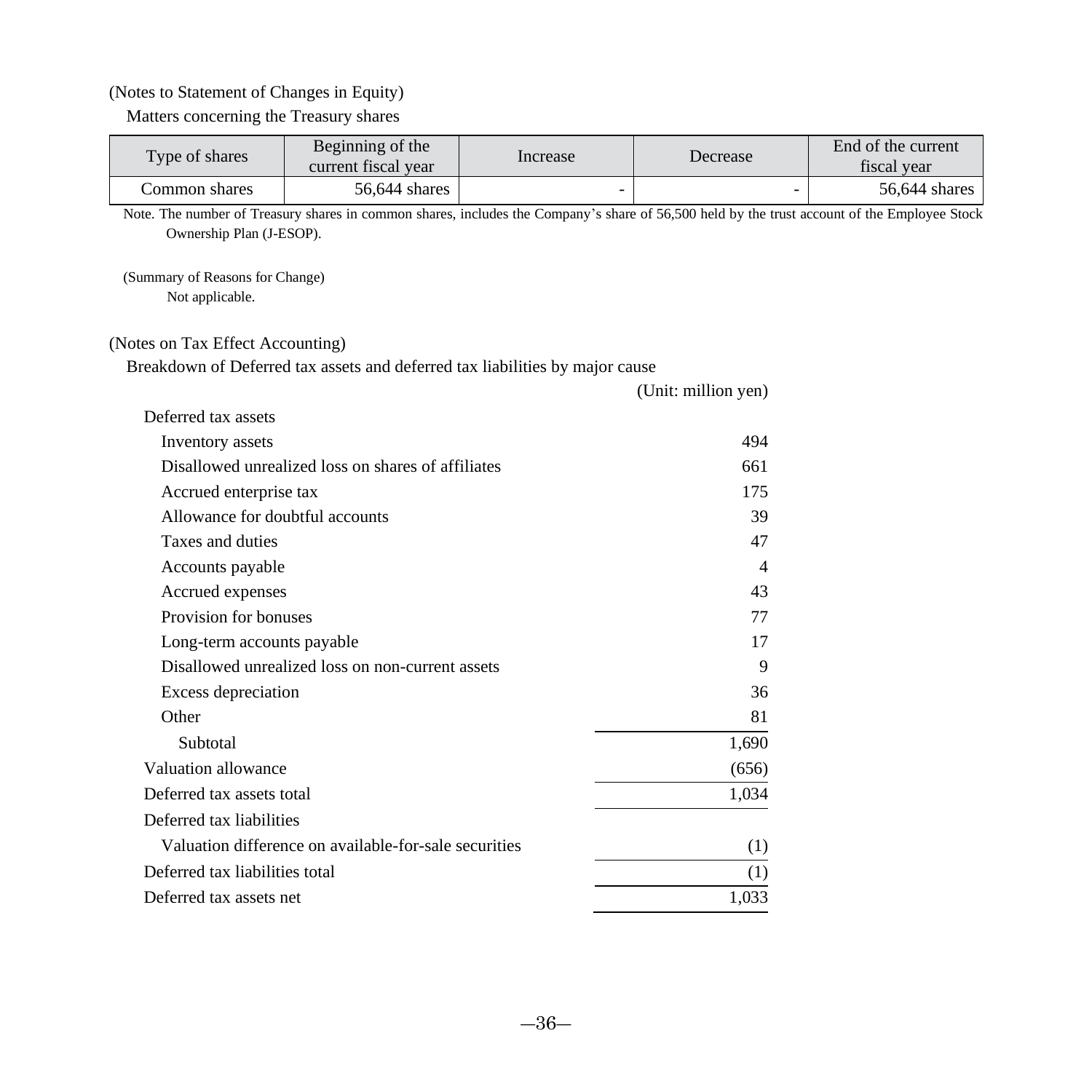(Notes to Statement of Changes in Equity)

Matters concerning the Treasury shares

| Type of shares | Beginning of the current fiscal year | Increase | Decrease | End of the current fiscal year |
|---|---|---|---|---|
| Common shares | 56,644 shares | - | - | 56,644 shares |

Note. The number of Treasury shares in common shares, includes the Company's share of 56,500 held by the trust account of the Employee Stock Ownership Plan (J-ESOP).

(Summary of Reasons for Change)

Not applicable.

(Notes on Tax Effect Accounting)

Breakdown of Deferred tax assets and deferred tax liabilities by major cause

(Unit: million yen)

| | |
|---|---|
| Deferred tax assets | |
| Inventory assets | 494 |
| Disallowed unrealized loss on shares of affiliates | 661 |
| Accrued enterprise tax | 175 |
| Allowance for doubtful accounts | 39 |
| Taxes and duties | 47 |
| Accounts payable | 4 |
| Accrued expenses | 43 |
| Provision for bonuses | 77 |
| Long-term accounts payable | 17 |
| Disallowed unrealized loss on non-current assets | 9 |
| Excess depreciation | 36 |
| Other | 81 |
| Subtotal | 1,690 |
| Valuation allowance | (656) |
| Deferred tax assets total | 1,034 |
| Deferred tax liabilities | |
| Valuation difference on available-for-sale securities | (1) |
| Deferred tax liabilities total | (1) |
| Deferred tax assets net | 1,033 |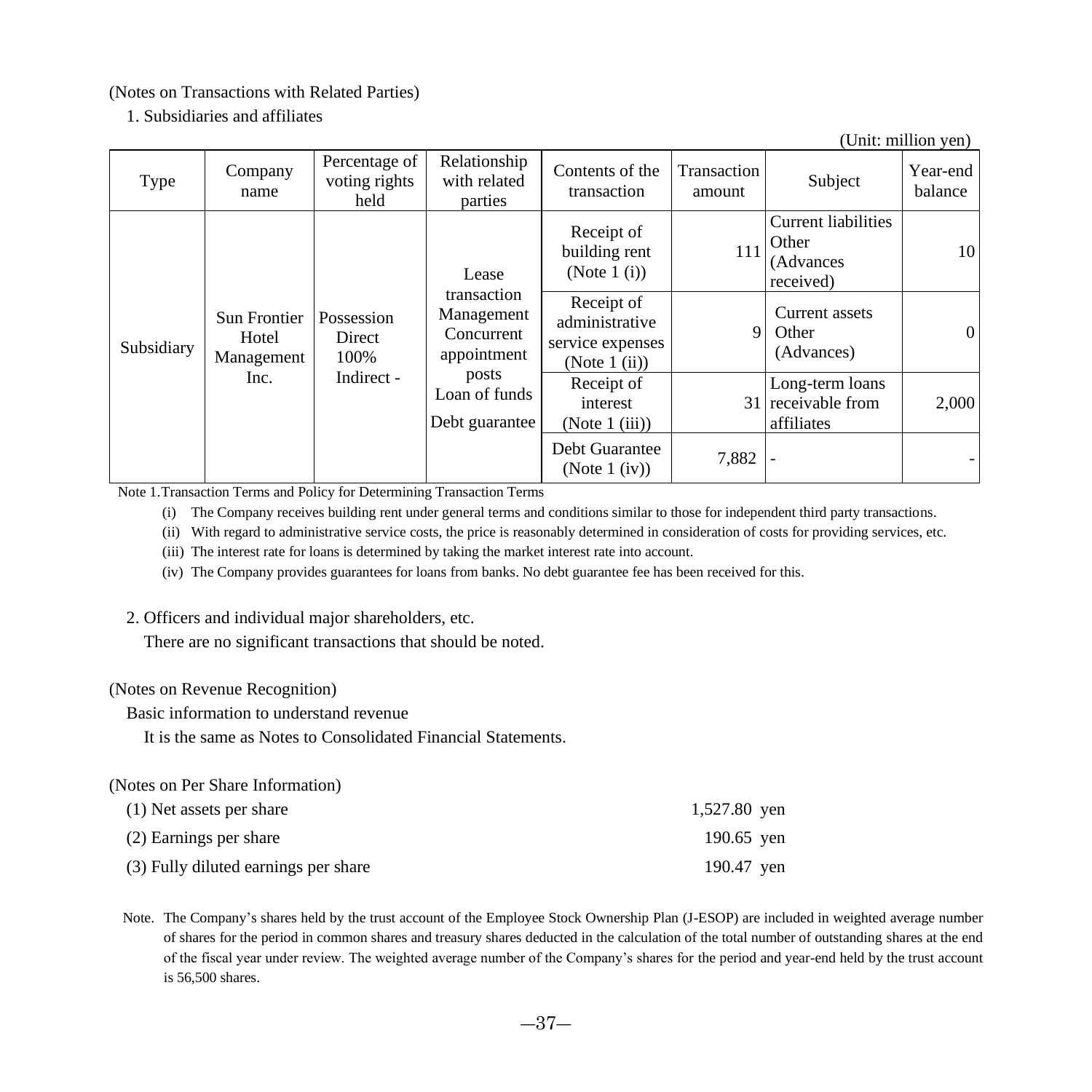(Notes on Transactions with Related Parties)

1. Subsidiaries and affiliates

(Unit: million yen)

| Type | Company name | Percentage of voting rights held | Relationship with related parties | Contents of the transaction | Transaction amount | Subject | Year-end balance |
|---|---|---|---|---|---|---|---|
| Subsidiary | Sun Frontier Hotel Management Inc. | Possession Direct 100% Indirect - | Lease transaction Management Concurrent appointment posts Loan of funds Debt guarantee | Receipt of building rent (Note 1 (i)) | 111 | Current liabilities Other (Advances received) | 10 |
| | | | | Receipt of administrative service expenses (Note 1 (ii)) | 9 | Current assets Other (Advances) | 0 |
| | | | | Receipt of interest (Note 1 (iii)) | 31 | Long-term loans receivable from affiliates | 2,000 |
| | | | | Debt Guarantee (Note 1 (iv)) | 7,882 | - | - |

Note 1. Transaction Terms and Policy for Determining Transaction Terms

(i) The Company receives building rent under general terms and conditions similar to those for independent third party transactions.

(ii) With regard to administrative service costs, the price is reasonably determined in consideration of costs for providing services, etc.

(iii) The interest rate for loans is determined by taking the market interest rate into account.

(iv) The Company provides guarantees for loans from banks. No debt guarantee fee has been received for this.

2. Officers and individual major shareholders, etc.

There are no significant transactions that should be noted.

(Notes on Revenue Recognition)

Basic information to understand revenue

It is the same as Notes to Consolidated Financial Statements.

(Notes on Per Share Information)

| | |
|---|---|
| (1) Net assets per share | 1,527.80 yen |
| (2) Earnings per share | 190.65 yen |
| (3) Fully diluted earnings per share | 190.47 yen |

Note. The Company's shares held by the trust account of the Employee Stock Ownership Plan (J-ESOP) are included in weighted average number of shares for the period in common shares and treasury shares deducted in the calculation of the total number of outstanding shares at the end of the fiscal year under review. The weighted average number of the Company's shares for the period and year-end held by the trust account is 56,500 shares.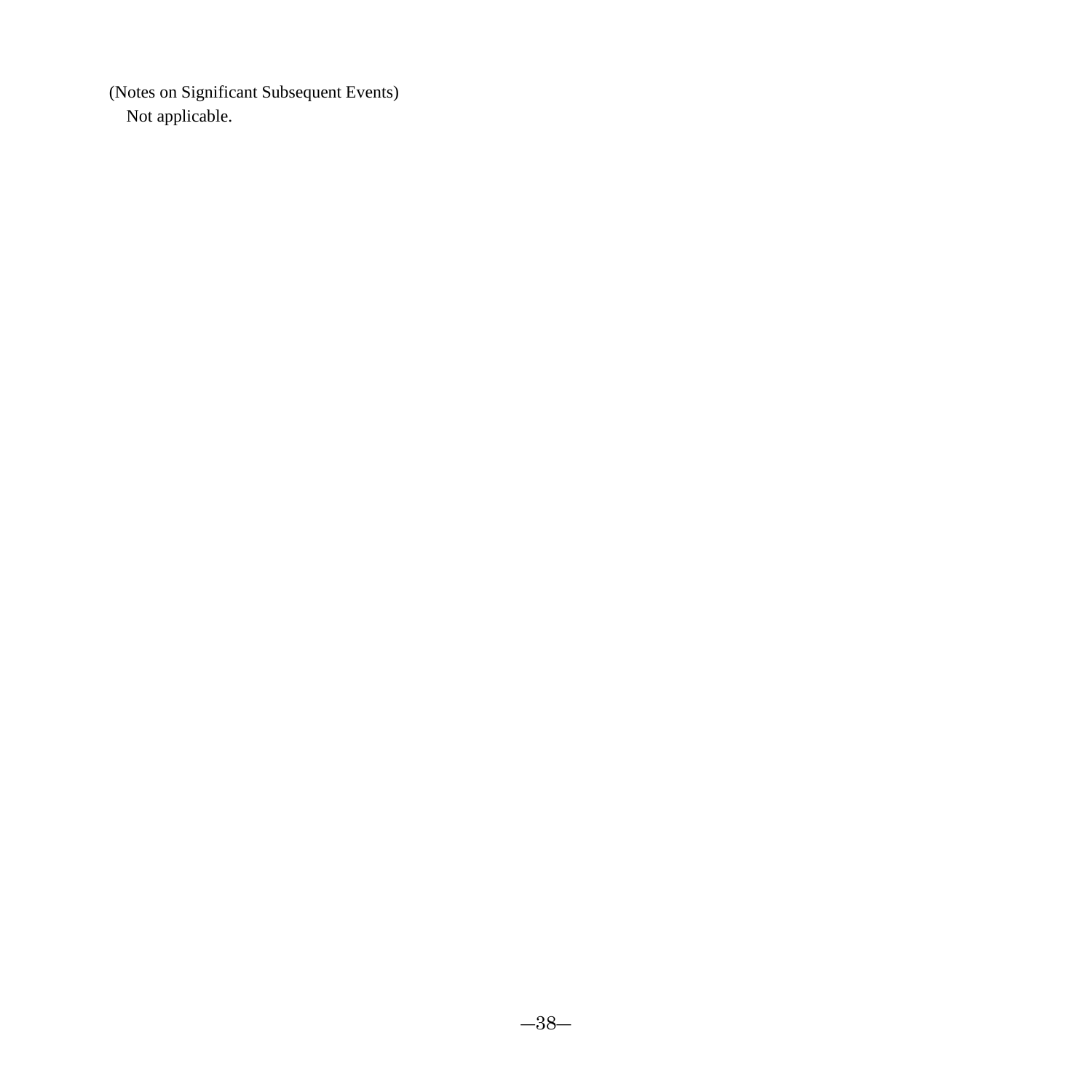(Notes on Significant Subsequent Events)

Not applicable.